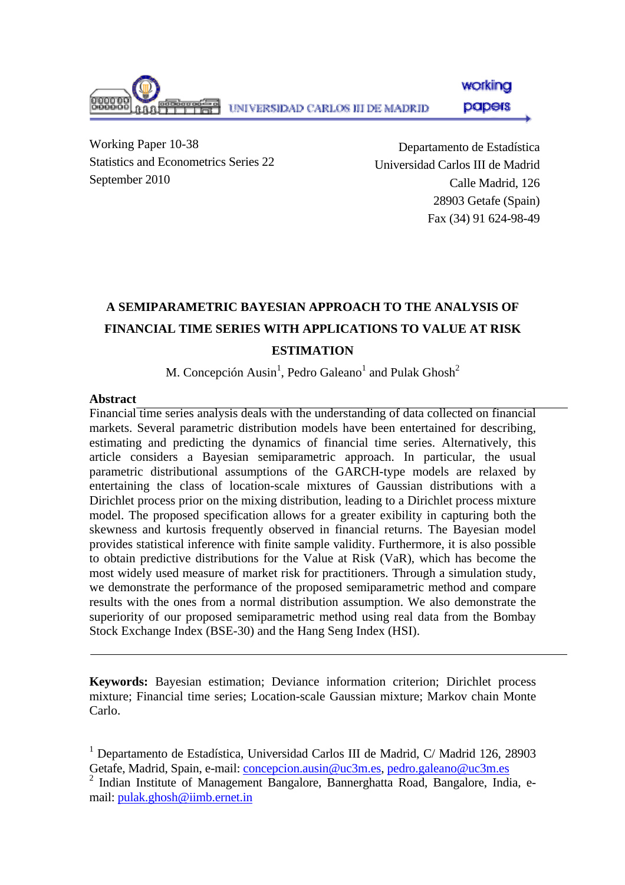UNIVERSIDAD CARLOS III DE MADRID

working papers

Working Paper 10-38
Statistics and Econometrics Series 22
September 2010

Departamento de Estadística
Universidad Carlos III de Madrid
Calle Madrid, 126
28903 Getafe (Spain)
Fax (34) 91 624-98-49

# A SEMIPARAMETRIC BAYESIAN APPROACH TO THE ANALYSIS OF FINANCIAL TIME SERIES WITH APPLICATIONS TO VALUE AT RISK ESTIMATION

M. Concepción Ausin[1], Pedro Galeano[1] and Pulak Ghosh[2]

## Abstract

Financial time series analysis deals with the understanding of data collected on financial markets. Several parametric distribution models have been entertained for describing, estimating and predicting the dynamics of financial time series. Alternatively, this article considers a Bayesian semiparametric approach. In particular, the usual parametric distributional assumptions of the GARCH-type models are relaxed by entertaining the class of location-scale mixtures of Gaussian distributions with a Dirichlet process prior on the mixing distribution, leading to a Dirichlet process mixture model. The proposed specification allows for a greater exibility in capturing both the skewness and kurtosis frequently observed in financial returns. The Bayesian model provides statistical inference with finite sample validity. Furthermore, it is also possible to obtain predictive distributions for the Value at Risk (VaR), which has become the most widely used measure of market risk for practitioners. Through a simulation study, we demonstrate the performance of the proposed semiparametric method and compare results with the ones from a normal distribution assumption. We also demonstrate the superiority of our proposed semiparametric method using real data from the Bombay Stock Exchange Index (BSE-30) and the Hang Seng Index (HSI).

**Keywords:** Bayesian estimation; Deviance information criterion; Dirichlet process mixture; Financial time series; Location-scale Gaussian mixture; Markov chain Monte Carlo.

[1] Departamento de Estadística, Universidad Carlos III de Madrid, C/ Madrid 126, 28903 Getafe, Madrid, Spain, e-mail: concepcion.ausin@uc3m.es, pedro.galeano@uc3m.es

[2] Indian Institute of Management Bangalore, Bannerghatta Road, Bangalore, India, e-mail: pulak.ghosh@iimb.ernet.in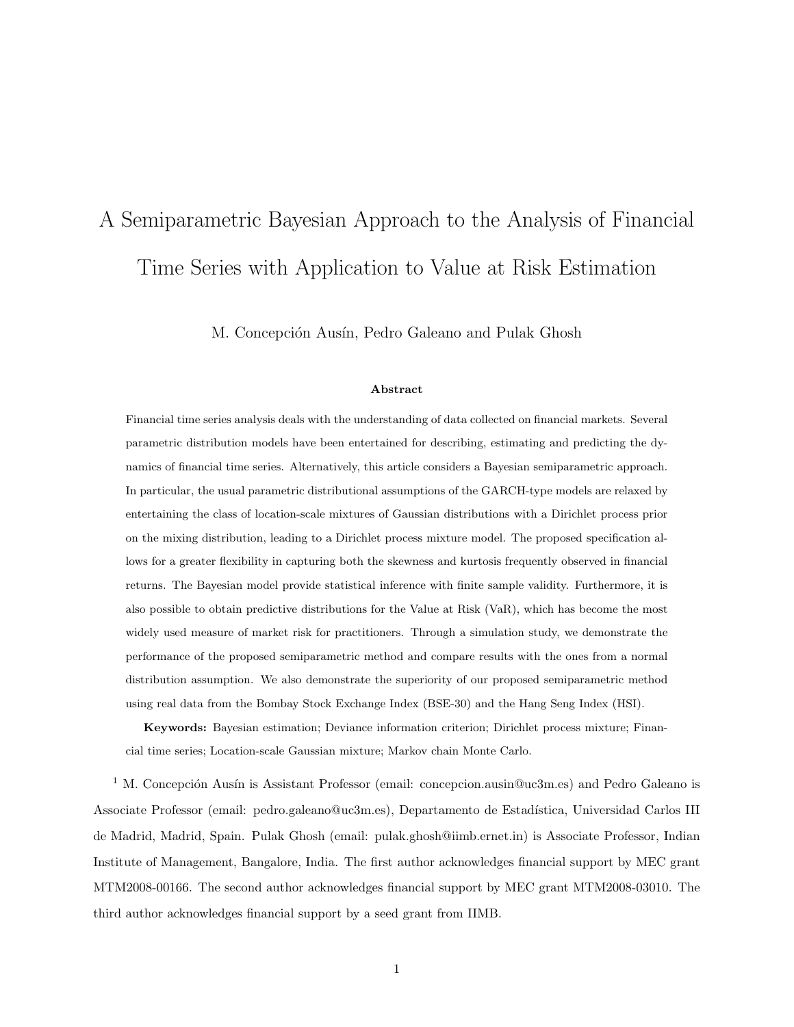# A Semiparametric Bayesian Approach to the Analysis of Financial Time Series with Application to Value at Risk Estimation

M. Concepción Ausín, Pedro Galeano and Pulak Ghosh

### Abstract

Financial time series analysis deals with the understanding of data collected on financial markets. Several parametric distribution models have been entertained for describing, estimating and predicting the dynamics of financial time series. Alternatively, this article considers a Bayesian semiparametric approach. In particular, the usual parametric distributional assumptions of the GARCH-type models are relaxed by entertaining the class of location-scale mixtures of Gaussian distributions with a Dirichlet process prior on the mixing distribution, leading to a Dirichlet process mixture model. The proposed specification allows for a greater flexibility in capturing both the skewness and kurtosis frequently observed in financial returns. The Bayesian model provide statistical inference with finite sample validity. Furthermore, it is also possible to obtain predictive distributions for the Value at Risk (VaR), which has become the most widely used measure of market risk for practitioners. Through a simulation study, we demonstrate the performance of the proposed semiparametric method and compare results with the ones from a normal distribution assumption. We also demonstrate the superiority of our proposed semiparametric method using real data from the Bombay Stock Exchange Index (BSE-30) and the Hang Seng Index (HSI).

**Keywords:** Bayesian estimation; Deviance information criterion; Dirichlet process mixture; Financial time series; Location-scale Gaussian mixture; Markov chain Monte Carlo.

[1] M. Concepción Ausín is Assistant Professor (email: concepcion.ausin@uc3m.es) and Pedro Galeano is Associate Professor (email: pedro.galeano@uc3m.es), Departamento de Estadística, Universidad Carlos III de Madrid, Madrid, Spain. Pulak Ghosh (email: pulak.ghosh@iimb.ernet.in) is Associate Professor, Indian Institute of Management, Bangalore, India. The first author acknowledges financial support by MEC grant MTM2008-00166. The second author acknowledges financial support by MEC grant MTM2008-03010. The third author acknowledges financial support by a seed grant from IIMB.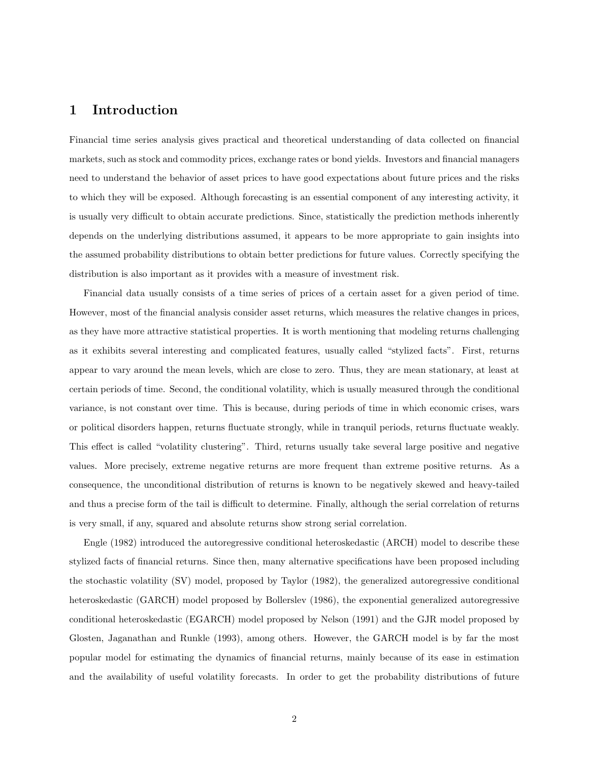# 1 Introduction

Financial time series analysis gives practical and theoretical understanding of data collected on financial markets, such as stock and commodity prices, exchange rates or bond yields. Investors and financial managers need to understand the behavior of asset prices to have good expectations about future prices and the risks to which they will be exposed. Although forecasting is an essential component of any interesting activity, it is usually very difficult to obtain accurate predictions. Since, statistically the prediction methods inherently depends on the underlying distributions assumed, it appears to be more appropriate to gain insights into the assumed probability distributions to obtain better predictions for future values. Correctly specifying the distribution is also important as it provides with a measure of investment risk.

Financial data usually consists of a time series of prices of a certain asset for a given period of time. However, most of the financial analysis consider asset returns, which measures the relative changes in prices, as they have more attractive statistical properties. It is worth mentioning that modeling returns challenging as it exhibits several interesting and complicated features, usually called "stylized facts". First, returns appear to vary around the mean levels, which are close to zero. Thus, they are mean stationary, at least at certain periods of time. Second, the conditional volatility, which is usually measured through the conditional variance, is not constant over time. This is because, during periods of time in which economic crises, wars or political disorders happen, returns fluctuate strongly, while in tranquil periods, returns fluctuate weakly. This effect is called "volatility clustering". Third, returns usually take several large positive and negative values. More precisely, extreme negative returns are more frequent than extreme positive returns. As a consequence, the unconditional distribution of returns is known to be negatively skewed and heavy-tailed and thus a precise form of the tail is difficult to determine. Finally, although the serial correlation of returns is very small, if any, squared and absolute returns show strong serial correlation.

Engle (1982) introduced the autoregressive conditional heteroskedastic (ARCH) model to describe these stylized facts of financial returns. Since then, many alternative specifications have been proposed including the stochastic volatility (SV) model, proposed by Taylor (1982), the generalized autoregressive conditional heteroskedastic (GARCH) model proposed by Bollerslev (1986), the exponential generalized autoregressive conditional heteroskedastic (EGARCH) model proposed by Nelson (1991) and the GJR model proposed by Glosten, Jaganathan and Runkle (1993), among others. However, the GARCH model is by far the most popular model for estimating the dynamics of financial returns, mainly because of its ease in estimation and the availability of useful volatility forecasts. In order to get the probability distributions of future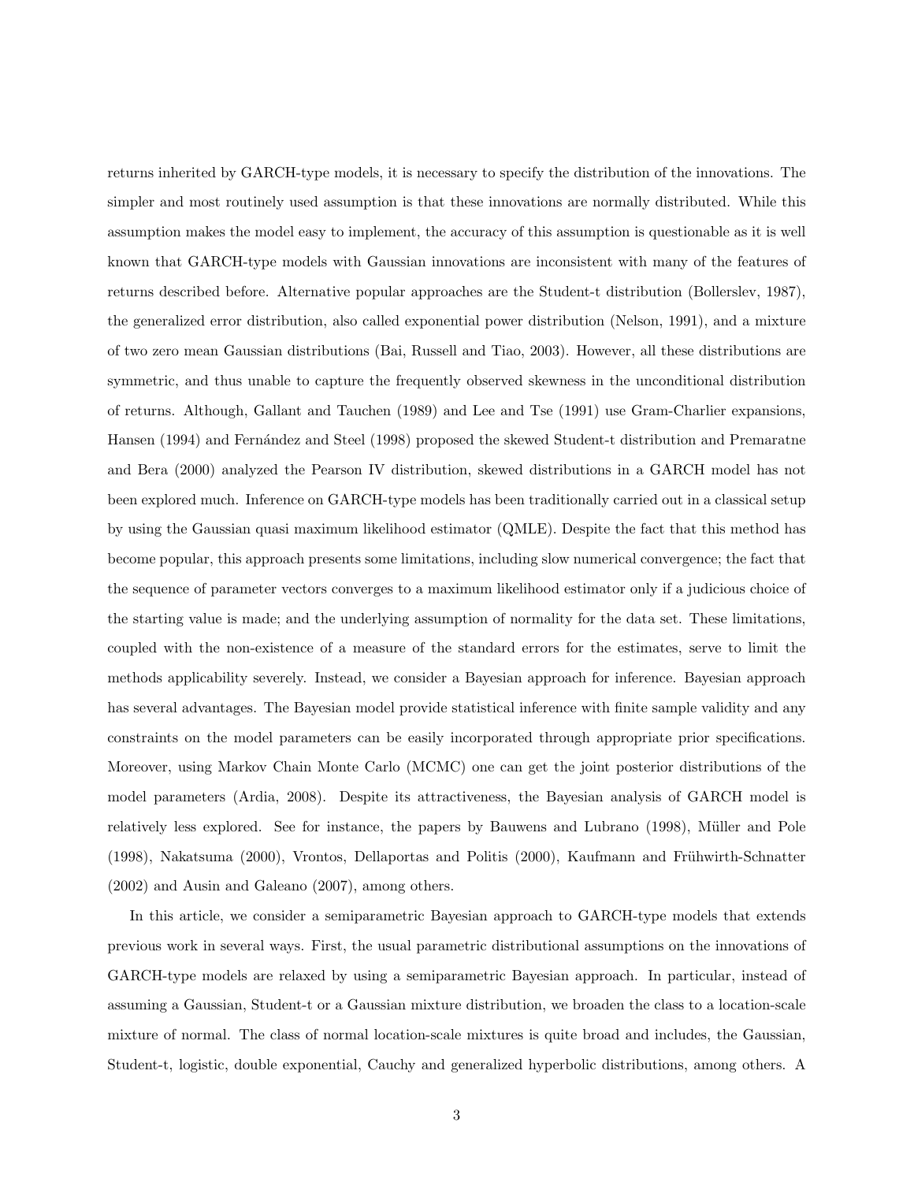returns inherited by GARCH-type models, it is necessary to specify the distribution of the innovations. The simpler and most routinely used assumption is that these innovations are normally distributed. While this assumption makes the model easy to implement, the accuracy of this assumption is questionable as it is well known that GARCH-type models with Gaussian innovations are inconsistent with many of the features of returns described before. Alternative popular approaches are the Student-t distribution (Bollerslev, 1987), the generalized error distribution, also called exponential power distribution (Nelson, 1991), and a mixture of two zero mean Gaussian distributions (Bai, Russell and Tiao, 2003). However, all these distributions are symmetric, and thus unable to capture the frequently observed skewness in the unconditional distribution of returns. Although, Gallant and Tauchen (1989) and Lee and Tse (1991) use Gram-Charlier expansions, Hansen (1994) and Fernández and Steel (1998) proposed the skewed Student-t distribution and Premaratne and Bera (2000) analyzed the Pearson IV distribution, skewed distributions in a GARCH model has not been explored much. Inference on GARCH-type models has been traditionally carried out in a classical setup by using the Gaussian quasi maximum likelihood estimator (QMLE). Despite the fact that this method has become popular, this approach presents some limitations, including slow numerical convergence; the fact that the sequence of parameter vectors converges to a maximum likelihood estimator only if a judicious choice of the starting value is made; and the underlying assumption of normality for the data set. These limitations, coupled with the non-existence of a measure of the standard errors for the estimates, serve to limit the methods applicability severely. Instead, we consider a Bayesian approach for inference. Bayesian approach has several advantages. The Bayesian model provide statistical inference with finite sample validity and any constraints on the model parameters can be easily incorporated through appropriate prior specifications. Moreover, using Markov Chain Monte Carlo (MCMC) one can get the joint posterior distributions of the model parameters (Ardia, 2008). Despite its attractiveness, the Bayesian analysis of GARCH model is relatively less explored. See for instance, the papers by Bauwens and Lubrano (1998), Müller and Pole (1998), Nakatsuma (2000), Vrontos, Dellaportas and Politis (2000), Kaufmann and Frühwirth-Schnatter (2002) and Ausin and Galeano (2007), among others.

In this article, we consider a semiparametric Bayesian approach to GARCH-type models that extends previous work in several ways. First, the usual parametric distributional assumptions on the innovations of GARCH-type models are relaxed by using a semiparametric Bayesian approach. In particular, instead of assuming a Gaussian, Student-t or a Gaussian mixture distribution, we broaden the class to a location-scale mixture of normal. The class of normal location-scale mixtures is quite broad and includes, the Gaussian, Student-t, logistic, double exponential, Cauchy and generalized hyperbolic distributions, among others. A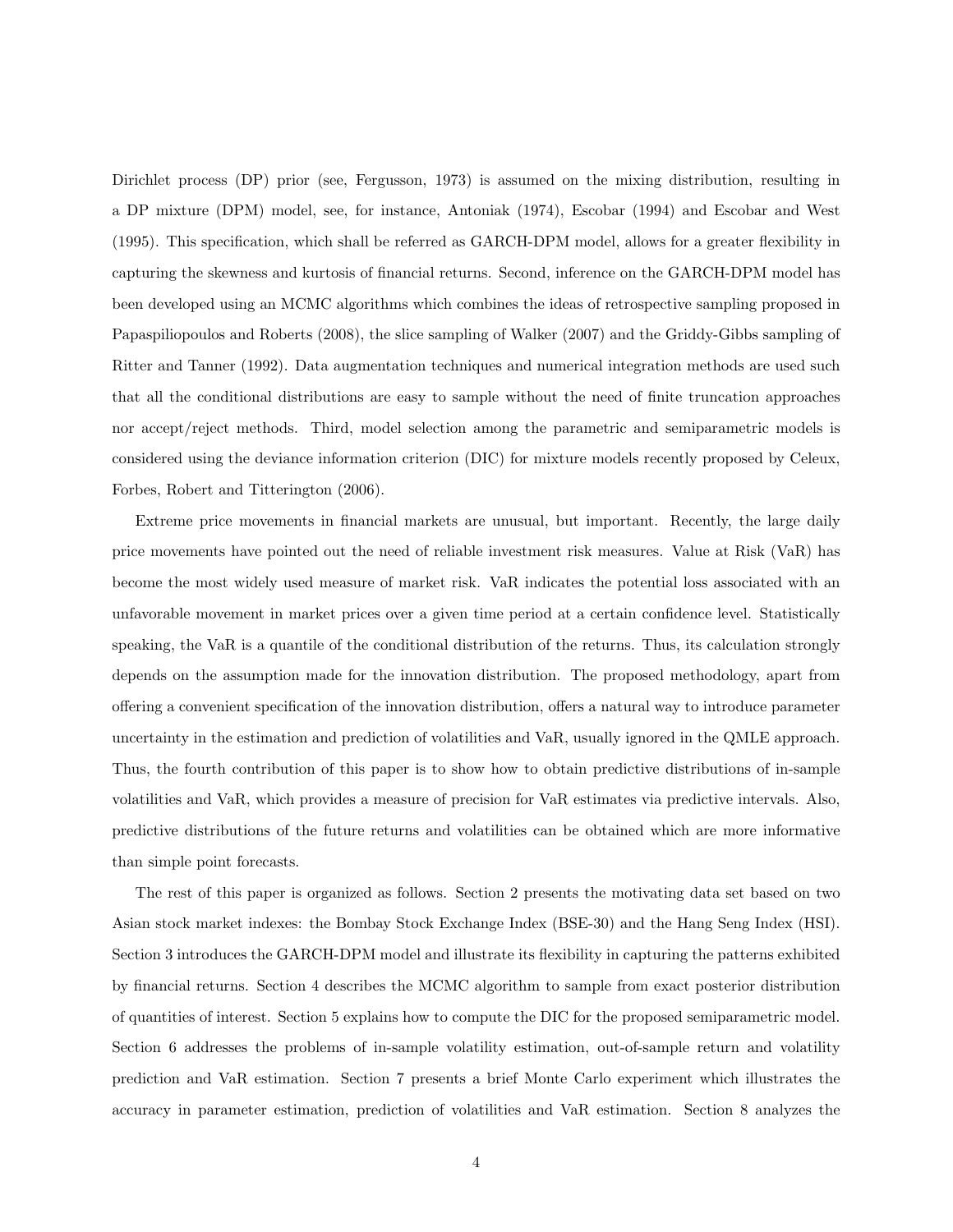Dirichlet process (DP) prior (see, Fergusson, 1973) is assumed on the mixing distribution, resulting in a DP mixture (DPM) model, see, for instance, Antoniak (1974), Escobar (1994) and Escobar and West (1995). This specification, which shall be referred as GARCH-DPM model, allows for a greater flexibility in capturing the skewness and kurtosis of financial returns. Second, inference on the GARCH-DPM model has been developed using an MCMC algorithms which combines the ideas of retrospective sampling proposed in Papaspiliopoulos and Roberts (2008), the slice sampling of Walker (2007) and the Griddy-Gibbs sampling of Ritter and Tanner (1992). Data augmentation techniques and numerical integration methods are used such that all the conditional distributions are easy to sample without the need of finite truncation approaches nor accept/reject methods. Third, model selection among the parametric and semiparametric models is considered using the deviance information criterion (DIC) for mixture models recently proposed by Celeux, Forbes, Robert and Titterington (2006).

Extreme price movements in financial markets are unusual, but important. Recently, the large daily price movements have pointed out the need of reliable investment risk measures. Value at Risk (VaR) has become the most widely used measure of market risk. VaR indicates the potential loss associated with an unfavorable movement in market prices over a given time period at a certain confidence level. Statistically speaking, the VaR is a quantile of the conditional distribution of the returns. Thus, its calculation strongly depends on the assumption made for the innovation distribution. The proposed methodology, apart from offering a convenient specification of the innovation distribution, offers a natural way to introduce parameter uncertainty in the estimation and prediction of volatilities and VaR, usually ignored in the QMLE approach. Thus, the fourth contribution of this paper is to show how to obtain predictive distributions of in-sample volatilities and VaR, which provides a measure of precision for VaR estimates via predictive intervals. Also, predictive distributions of the future returns and volatilities can be obtained which are more informative than simple point forecasts.

The rest of this paper is organized as follows. Section 2 presents the motivating data set based on two Asian stock market indexes: the Bombay Stock Exchange Index (BSE-30) and the Hang Seng Index (HSI). Section 3 introduces the GARCH-DPM model and illustrate its flexibility in capturing the patterns exhibited by financial returns. Section 4 describes the MCMC algorithm to sample from exact posterior distribution of quantities of interest. Section 5 explains how to compute the DIC for the proposed semiparametric model. Section 6 addresses the problems of in-sample volatility estimation, out-of-sample return and volatility prediction and VaR estimation. Section 7 presents a brief Monte Carlo experiment which illustrates the accuracy in parameter estimation, prediction of volatilities and VaR estimation. Section 8 analyzes the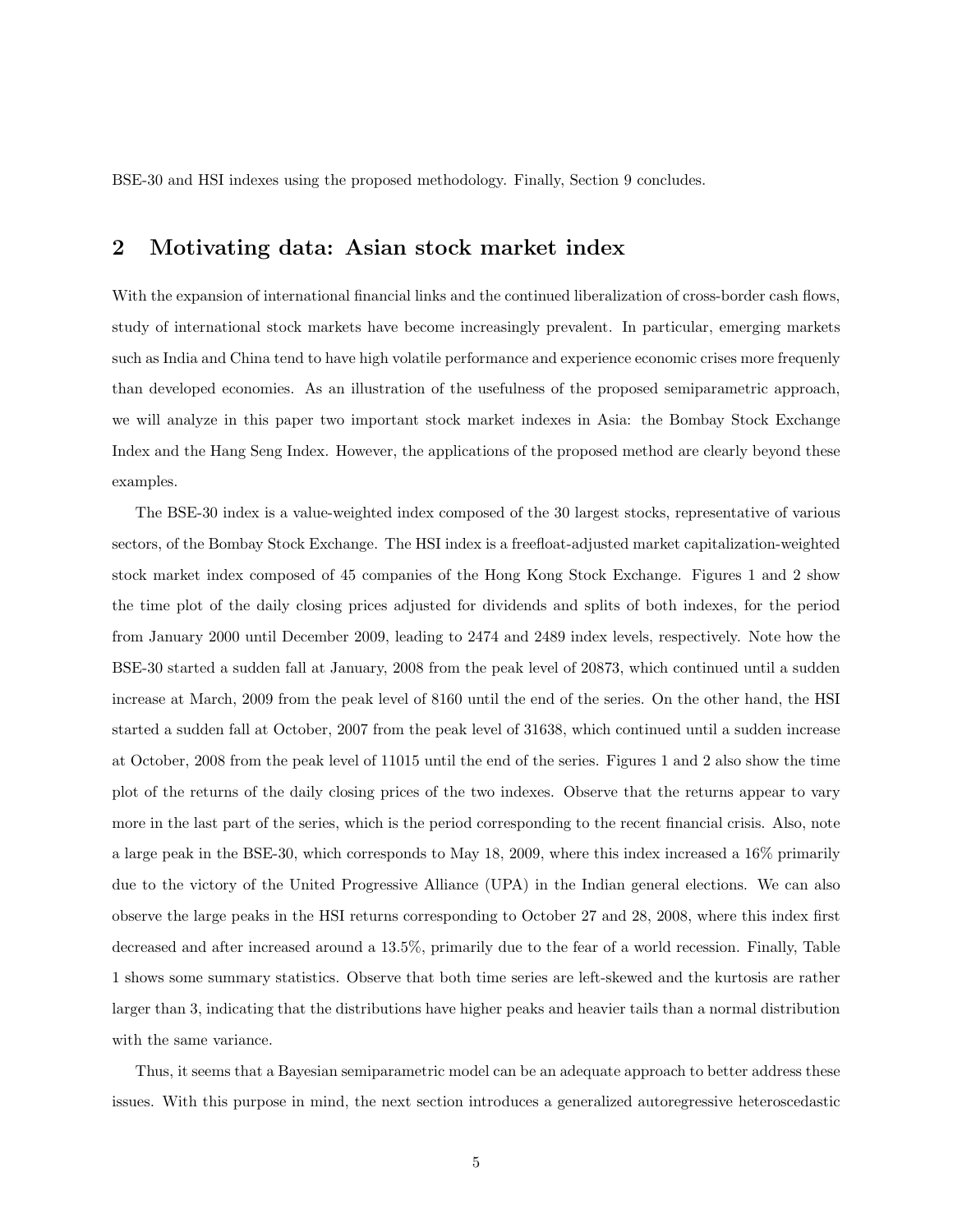BSE-30 and HSI indexes using the proposed methodology. Finally, Section 9 concludes.

## 2 Motivating data: Asian stock market index

With the expansion of international financial links and the continued liberalization of cross-border cash flows, study of international stock markets have become increasingly prevalent. In particular, emerging markets such as India and China tend to have high volatile performance and experience economic crises more frequenly than developed economies. As an illustration of the usefulness of the proposed semiparametric approach, we will analyze in this paper two important stock market indexes in Asia: the Bombay Stock Exchange Index and the Hang Seng Index. However, the applications of the proposed method are clearly beyond these examples.

The BSE-30 index is a value-weighted index composed of the 30 largest stocks, representative of various sectors, of the Bombay Stock Exchange. The HSI index is a freefloat-adjusted market capitalization-weighted stock market index composed of 45 companies of the Hong Kong Stock Exchange. Figures 1 and 2 show the time plot of the daily closing prices adjusted for dividends and splits of both indexes, for the period from January 2000 until December 2009, leading to 2474 and 2489 index levels, respectively. Note how the BSE-30 started a sudden fall at January, 2008 from the peak level of 20873, which continued until a sudden increase at March, 2009 from the peak level of 8160 until the end of the series. On the other hand, the HSI started a sudden fall at October, 2007 from the peak level of 31638, which continued until a sudden increase at October, 2008 from the peak level of 11015 until the end of the series. Figures 1 and 2 also show the time plot of the returns of the daily closing prices of the two indexes. Observe that the returns appear to vary more in the last part of the series, which is the period corresponding to the recent financial crisis. Also, note a large peak in the BSE-30, which corresponds to May 18, 2009, where this index increased a 16% primarily due to the victory of the United Progressive Alliance (UPA) in the Indian general elections. We can also observe the large peaks in the HSI returns corresponding to October 27 and 28, 2008, where this index first decreased and after increased around a 13.5%, primarily due to the fear of a world recession. Finally, Table 1 shows some summary statistics. Observe that both time series are left-skewed and the kurtosis are rather larger than 3, indicating that the distributions have higher peaks and heavier tails than a normal distribution with the same variance.

Thus, it seems that a Bayesian semiparametric model can be an adequate approach to better address these issues. With this purpose in mind, the next section introduces a generalized autoregressive heteroscedastic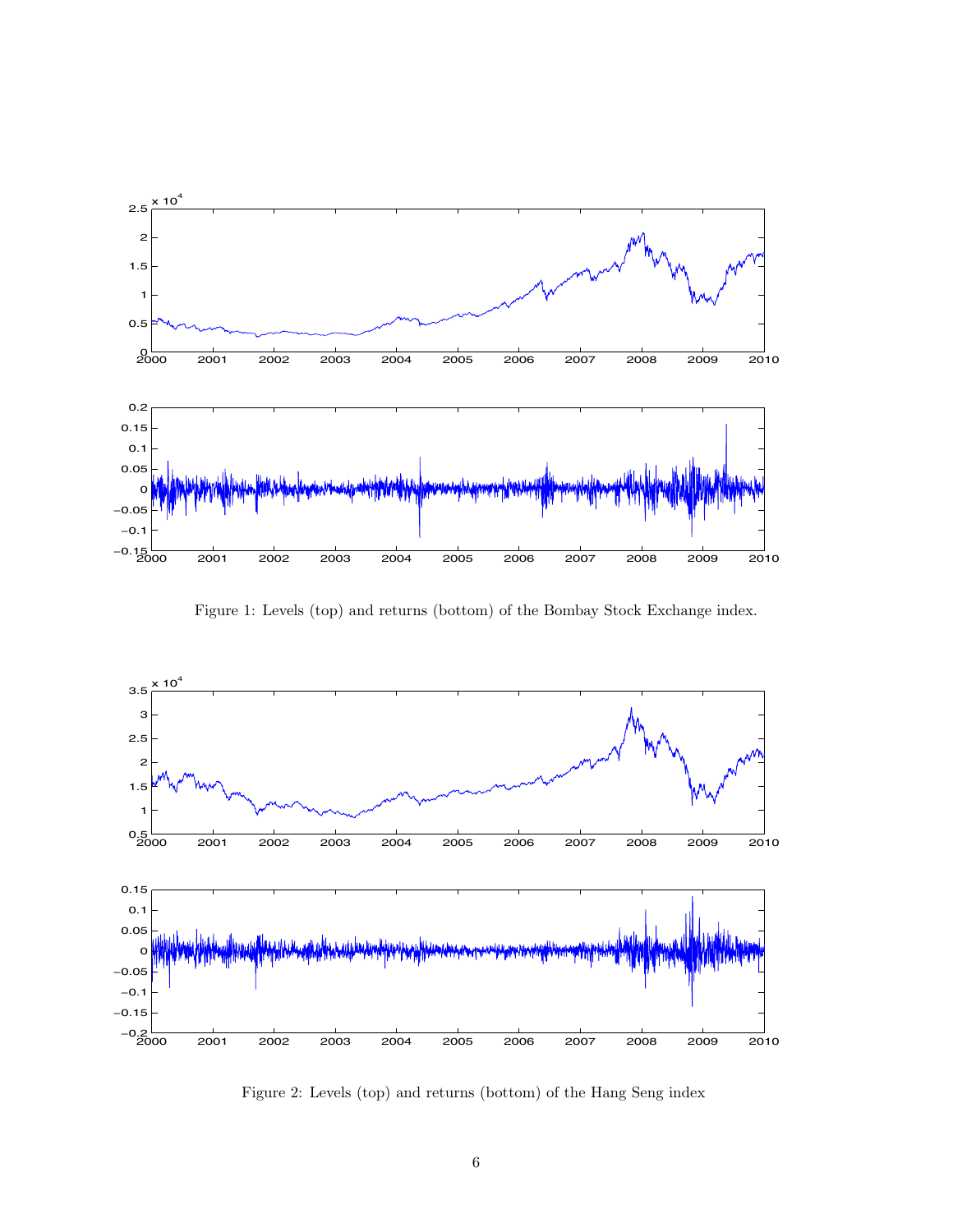Figure 1: Levels (top) and returns (bottom) of the Bombay Stock Exchange index.

Figure 2: Levels (top) and returns (bottom) of the Hang Seng index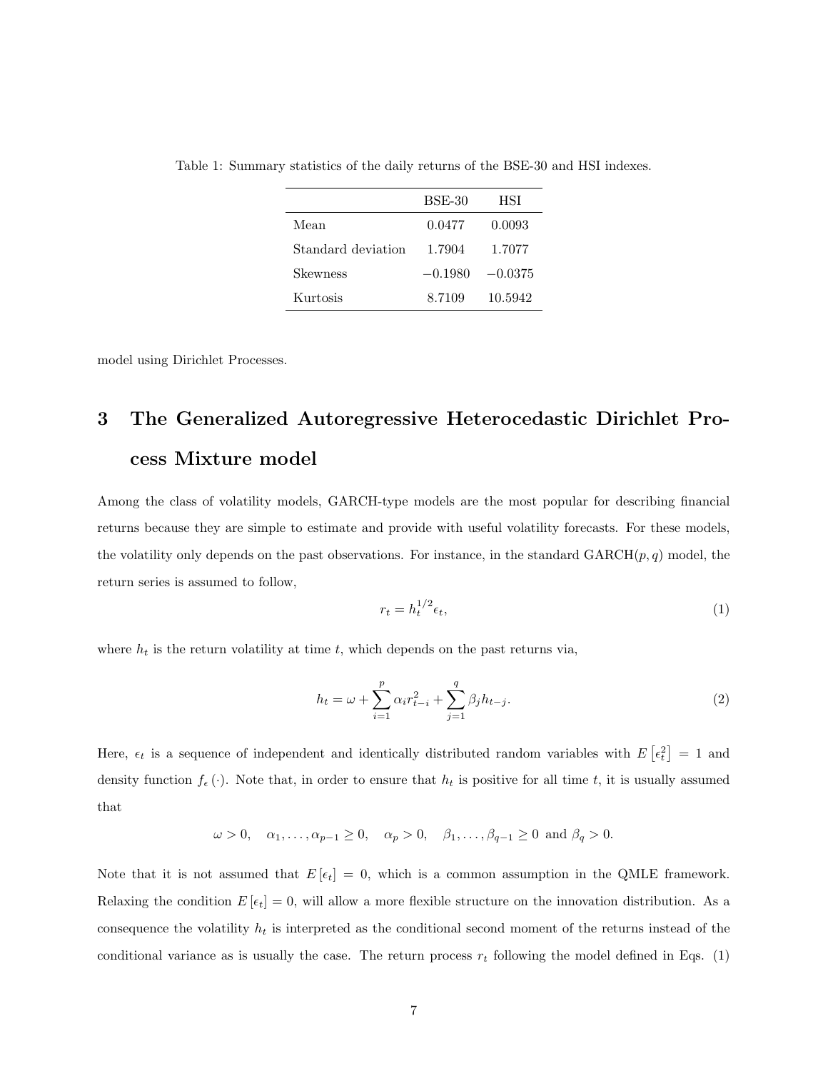Table 1: Summary statistics of the daily returns of the BSE-30 and HSI indexes.

| | BSE-30 | HSI |
| --- | --- | --- |
| Mean | 0.0477 | 0.0093 |
| Standard deviation | 1.7904 | 1.7077 |
| Skewness | $-0.1980$ | $-0.0375$ |
| Kurtosis | 8.7109 | 10.5942 |

model using Dirichlet Processes.

# 3 The Generalized Autoregressive Heterocedastic Dirichlet Process Mixture model

Among the class of volatility models, GARCH-type models are the most popular for describing financial returns because they are simple to estimate and provide with useful volatility forecasts. For these models, the volatility only depends on the past observations. For instance, in the standard GARCH$(p, q)$ model, the return series is assumed to follow,

$$r_t = h_t^{1/2} \epsilon_t, \tag{1}$$

where $h_t$ is the return volatility at time $t$, which depends on the past returns via,

$$h_t = \omega + \sum_{i=1}^{p} \alpha_i r_{t-i}^2 + \sum_{j=1}^{q} \beta_j h_{t-j}. \tag{2}$$

Here, $\epsilon_t$ is a sequence of independent and identically distributed random variables with $E\left[\epsilon_t^2\right] = 1$ and density function $f_\epsilon(\cdot)$. Note that, in order to ensure that $h_t$ is positive for all time $t$, it is usually assumed that

$$\omega > 0, \quad \alpha_1, \ldots, \alpha_{p-1} \geq 0, \quad \alpha_p > 0, \quad \beta_1, \ldots, \beta_{q-1} \geq 0 \text{ and } \beta_q > 0.$$

Note that it is not assumed that $E\left[\epsilon_t\right] = 0$, which is a common assumption in the QMLE framework. Relaxing the condition $E\left[\epsilon_t\right] = 0$, will allow a more flexible structure on the innovation distribution. As a consequence the volatility $h_t$ is interpreted as the conditional second moment of the returns instead of the conditional variance as is usually the case. The return process $r_t$ following the model defined in Eqs. (1)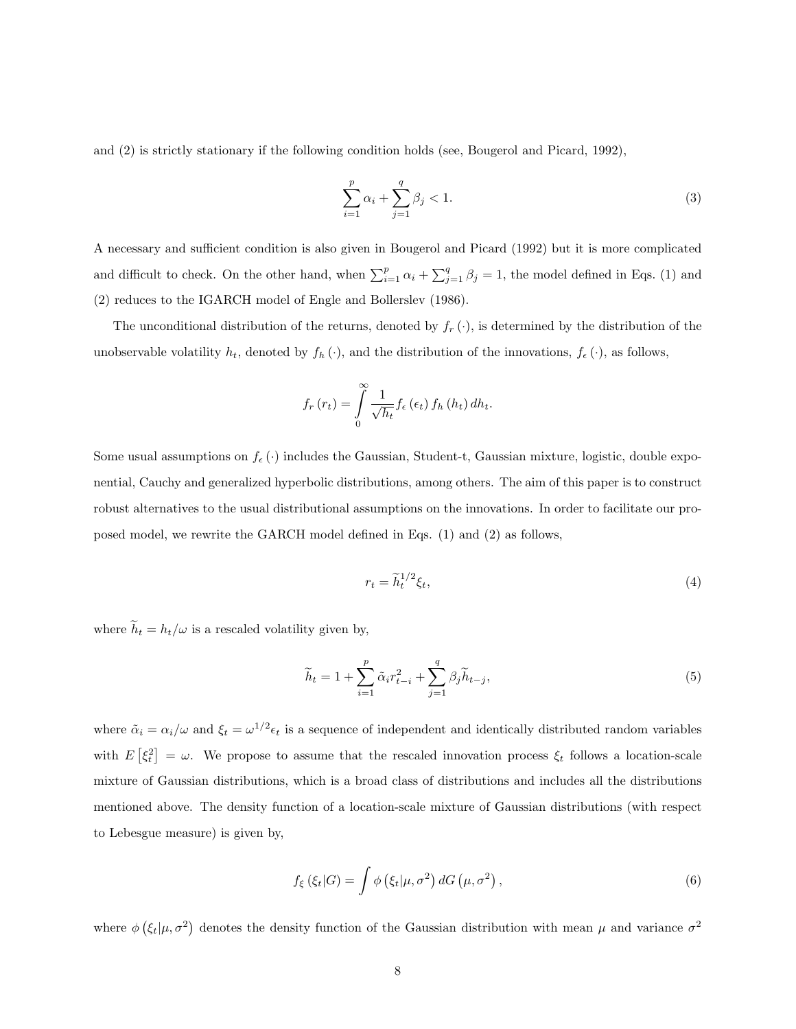and (2) is strictly stationary if the following condition holds (see, Bougerol and Picard, 1992),

$$\sum_{i=1}^{p} \alpha_i + \sum_{j=1}^{q} \beta_j < 1. \tag{3}$$

A necessary and sufficient condition is also given in Bougerol and Picard (1992) but it is more complicated and difficult to check. On the other hand, when $\sum_{i=1}^{p} \alpha_i + \sum_{j=1}^{q} \beta_j = 1$, the model defined in Eqs. (1) and (2) reduces to the IGARCH model of Engle and Bollerslev (1986).

The unconditional distribution of the returns, denoted by $f_r(\cdot)$, is determined by the distribution of the unobservable volatility $h_t$, denoted by $f_h(\cdot)$, and the distribution of the innovations, $f_\epsilon(\cdot)$, as follows,

$$f_r(r_t) = \int_0^\infty \frac{1}{\sqrt{h_t}} f_\epsilon(\epsilon_t) f_h(h_t) \, dh_t.$$

Some usual assumptions on $f_\epsilon(\cdot)$ includes the Gaussian, Student-t, Gaussian mixture, logistic, double exponential, Cauchy and generalized hyperbolic distributions, among others. The aim of this paper is to construct robust alternatives to the usual distributional assumptions on the innovations. In order to facilitate our proposed model, we rewrite the GARCH model defined in Eqs. (1) and (2) as follows,

$$r_t = \widetilde{h}_t^{1/2} \xi_t, \tag{4}$$

where $\widetilde{h}_t = h_t / \omega$ is a rescaled volatility given by,

$$\widetilde{h}_t = 1 + \sum_{i=1}^{p} \tilde{\alpha}_i r_{t-i}^2 + \sum_{j=1}^{q} \beta_j \widetilde{h}_{t-j}, \tag{5}$$

where $\tilde{\alpha}_i = \alpha_i / \omega$ and $\xi_t = \omega^{1/2} \epsilon_t$ is a sequence of independent and identically distributed random variables with $E\left[\xi_t^2\right] = \omega$. We propose to assume that the rescaled innovation process $\xi_t$ follows a location-scale mixture of Gaussian distributions, which is a broad class of distributions and includes all the distributions mentioned above. The density function of a location-scale mixture of Gaussian distributions (with respect to Lebesgue measure) is given by,

$$f_\xi(\xi_t | G) = \int \phi\left(\xi_t | \mu, \sigma^2\right) dG\left(\mu, \sigma^2\right), \tag{6}$$

where $\phi\left(\xi_t | \mu, \sigma^2\right)$ denotes the density function of the Gaussian distribution with mean $\mu$ and variance $\sigma^2$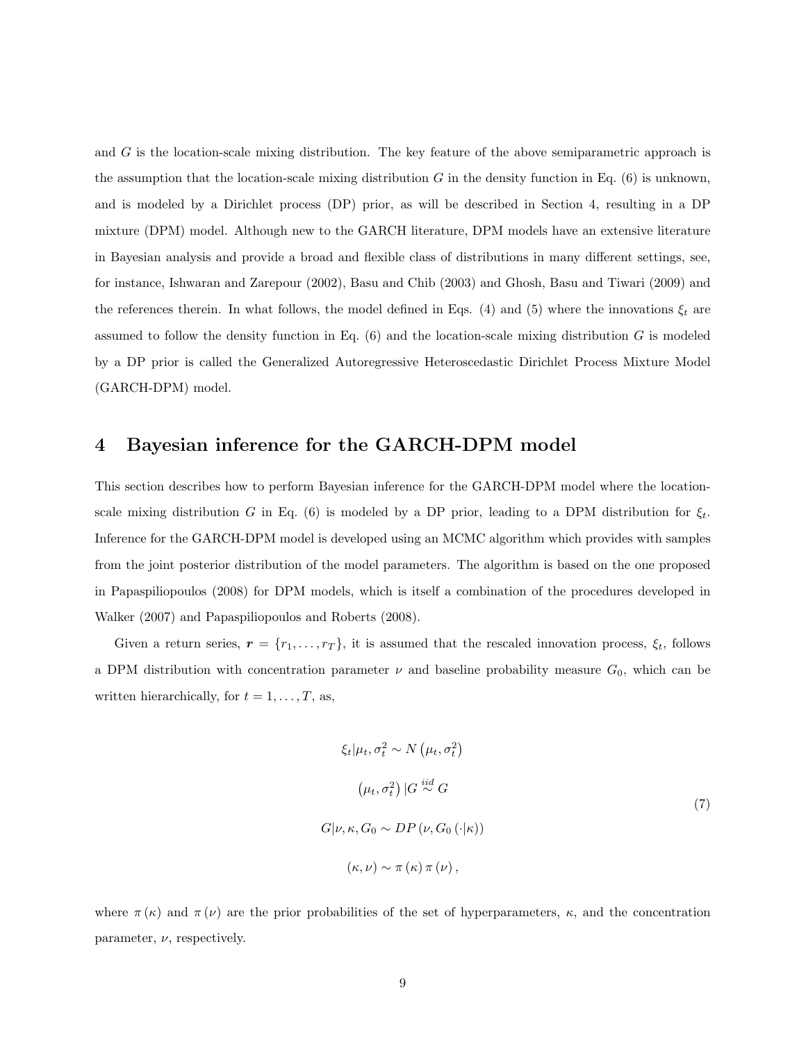and $G$ is the location-scale mixing distribution. The key feature of the above semiparametric approach is the assumption that the location-scale mixing distribution $G$ in the density function in Eq. (6) is unknown, and is modeled by a Dirichlet process (DP) prior, as will be described in Section 4, resulting in a DP mixture (DPM) model. Although new to the GARCH literature, DPM models have an extensive literature in Bayesian analysis and provide a broad and flexible class of distributions in many different settings, see, for instance, Ishwaran and Zarepour (2002), Basu and Chib (2003) and Ghosh, Basu and Tiwari (2009) and the references therein. In what follows, the model defined in Eqs. (4) and (5) where the innovations $\xi_t$ are assumed to follow the density function in Eq. (6) and the location-scale mixing distribution $G$ is modeled by a DP prior is called the Generalized Autoregressive Heteroscedastic Dirichlet Process Mixture Model (GARCH-DPM) model.

# 4 Bayesian inference for the GARCH-DPM model

This section describes how to perform Bayesian inference for the GARCH-DPM model where the location-scale mixing distribution $G$ in Eq. (6) is modeled by a DP prior, leading to a DPM distribution for $\xi_t$. Inference for the GARCH-DPM model is developed using an MCMC algorithm which provides with samples from the joint posterior distribution of the model parameters. The algorithm is based on the one proposed in Papaspiliopoulos (2008) for DPM models, which is itself a combination of the procedures developed in Walker (2007) and Papaspiliopoulos and Roberts (2008).

Given a return series, $\boldsymbol{r} = \{r_1, \ldots, r_T\}$, it is assumed that the rescaled innovation process, $\xi_t$, follows a DPM distribution with concentration parameter $\nu$ and baseline probability measure $G_0$, which can be written hierarchically, for $t = 1, \ldots, T$, as,

$$
\begin{aligned}
\xi_t | \mu_t, \sigma_t^2 &\sim N\left(\mu_t, \sigma_t^2\right) \\
\left(\mu_t, \sigma_t^2\right) | G &\overset{iid}{\sim} G \\
G | \nu, \kappa, G_0 &\sim DP\left(\nu, G_0\left(\cdot|\kappa\right)\right) \\
\left(\kappa, \nu\right) &\sim \pi\left(\kappa\right) \pi\left(\nu\right),
\end{aligned}
\tag{7}
$$

where $\pi(\kappa)$ and $\pi(\nu)$ are the prior probabilities of the set of hyperparameters, $\kappa$, and the concentration parameter, $\nu$, respectively.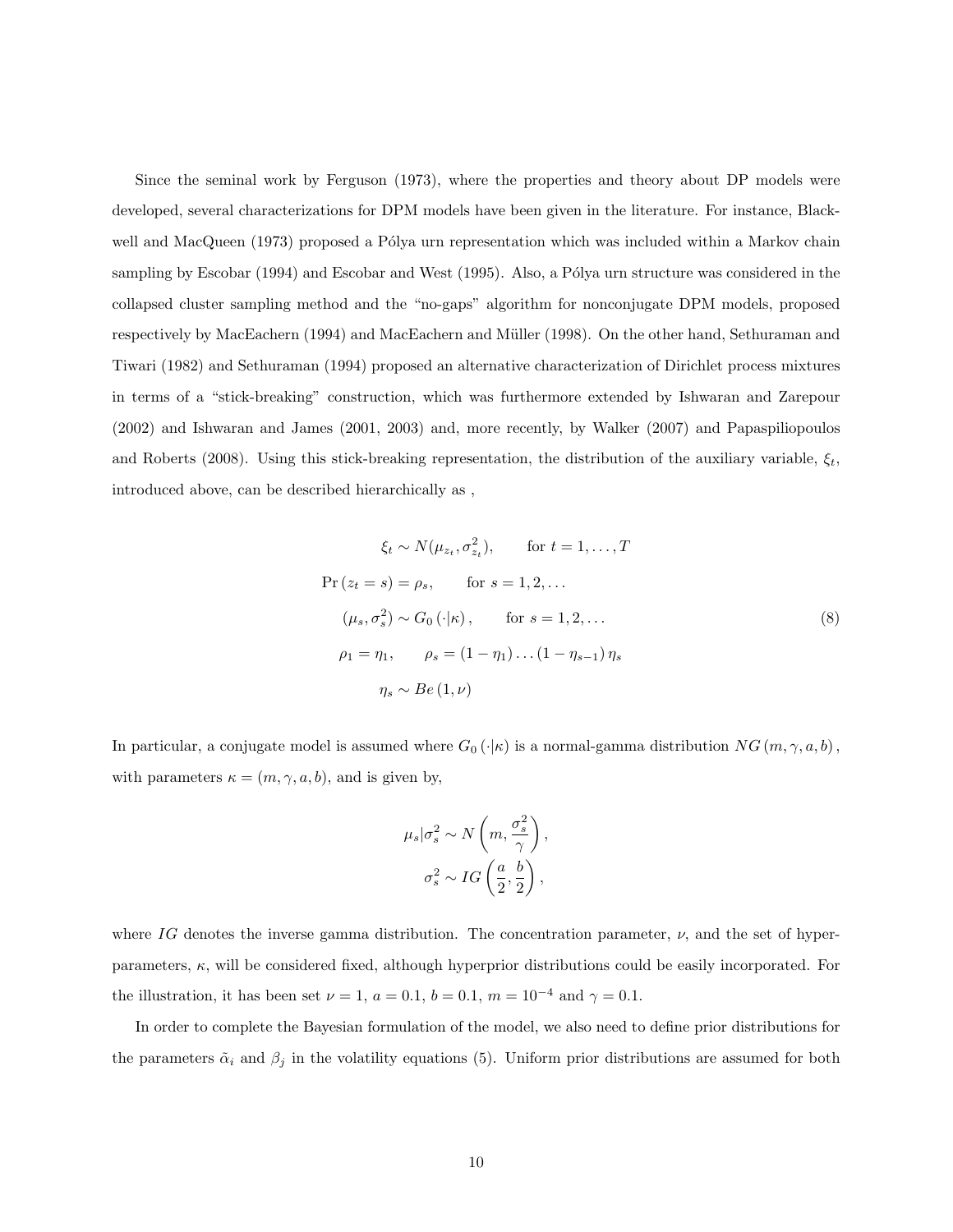Since the seminal work by Ferguson (1973), where the properties and theory about DP models were developed, several characterizations for DPM models have been given in the literature. For instance, Blackwell and MacQueen (1973) proposed a Pólya urn representation which was included within a Markov chain sampling by Escobar (1994) and Escobar and West (1995). Also, a Pólya urn structure was considered in the collapsed cluster sampling method and the "no-gaps" algorithm for nonconjugate DPM models, proposed respectively by MacEachern (1994) and MacEachern and Müller (1998). On the other hand, Sethuraman and Tiwari (1982) and Sethuraman (1994) proposed an alternative characterization of Dirichlet process mixtures in terms of a "stick-breaking" construction, which was furthermore extended by Ishwaran and Zarepour (2002) and Ishwaran and James (2001, 2003) and, more recently, by Walker (2007) and Papaspiliopoulos and Roberts (2008). Using this stick-breaking representation, the distribution of the auxiliary variable, $\xi_t$, introduced above, can be described hierarchically as ,

$$
\begin{aligned}
\xi_t &\sim N(\mu_{z_t}, \sigma^2_{z_t}), \qquad \text{for } t = 1, \ldots, T \\
\Pr(z_t = s) &= \rho_s, \qquad \text{for } s = 1, 2, \ldots \\
(\mu_s, \sigma^2_s) &\sim G_0(\cdot|\kappa), \qquad \text{for } s = 1, 2, \ldots \\
\rho_1 = \eta_1, &\qquad \rho_s = (1-\eta_1)\ldots(1-\eta_{s-1})\,\eta_s \\
\eta_s &\sim Be(1, \nu)
\end{aligned}
\tag{8}
$$

In particular, a conjugate model is assumed where $G_0(\cdot|\kappa)$ is a normal-gamma distribution $NG(m, \gamma, a, b)$, with parameters $\kappa = (m, \gamma, a, b)$, and is given by,

$$
\begin{aligned}
\mu_s|\sigma^2_s &\sim N\left(m, \frac{\sigma^2_s}{\gamma}\right), \\
\sigma^2_s &\sim IG\left(\frac{a}{2}, \frac{b}{2}\right),
\end{aligned}
$$

where $IG$ denotes the inverse gamma distribution. The concentration parameter, $\nu$, and the set of hyperparameters, $\kappa$, will be considered fixed, although hyperprior distributions could be easily incorporated. For the illustration, it has been set $\nu = 1$, $a = 0.1$, $b = 0.1$, $m = 10^{-4}$ and $\gamma = 0.1$.

In order to complete the Bayesian formulation of the model, we also need to define prior distributions for the parameters $\tilde{\alpha}_i$ and $\beta_j$ in the volatility equations (5). Uniform prior distributions are assumed for both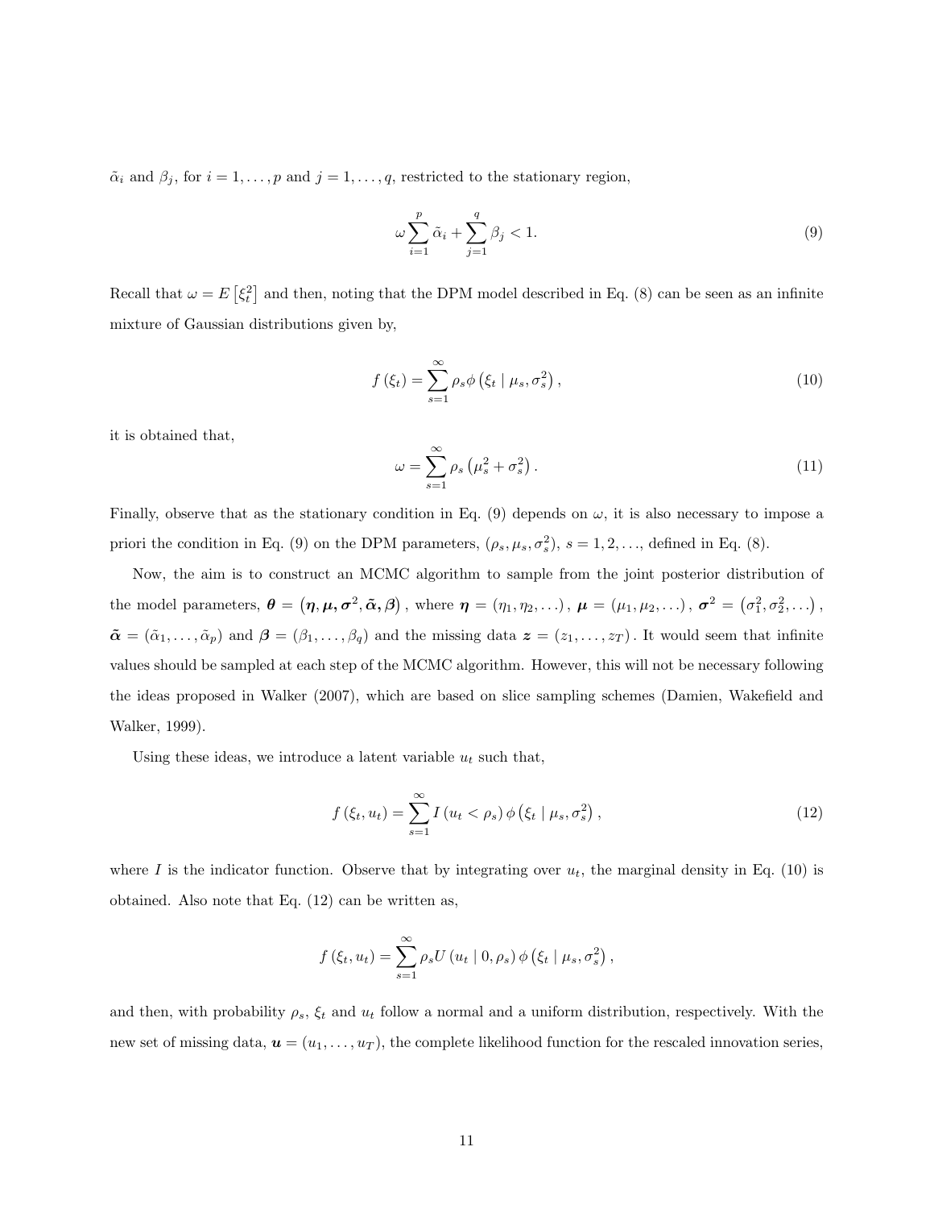$\tilde{\alpha}_i$ and $\beta_j$, for $i = 1, \ldots, p$ and $j = 1, \ldots, q$, restricted to the stationary region,

$$\omega \sum_{i=1}^{p} \tilde{\alpha}_i + \sum_{j=1}^{q} \beta_j < 1. \tag{9}$$

Recall that $\omega = E\left[\xi_t^2\right]$ and then, noting that the DPM model described in Eq. (8) can be seen as an infinite mixture of Gaussian distributions given by,

$$f(\xi_t) = \sum_{s=1}^{\infty} \rho_s \phi\left(\xi_t \mid \mu_s, \sigma_s^2\right), \tag{10}$$

it is obtained that,

$$\omega = \sum_{s=1}^{\infty} \rho_s \left(\mu_s^2 + \sigma_s^2\right). \tag{11}$$

Finally, observe that as the stationary condition in Eq. (9) depends on $\omega$, it is also necessary to impose a priori the condition in Eq. (9) on the DPM parameters, $(\rho_s, \mu_s, \sigma_s^2)$, $s = 1, 2, \ldots$, defined in Eq. (8).

Now, the aim is to construct an MCMC algorithm to sample from the joint posterior distribution of the model parameters, $\boldsymbol{\theta} = \left(\boldsymbol{\eta}, \boldsymbol{\mu}, \boldsymbol{\sigma}^2, \tilde{\boldsymbol{\alpha}}, \boldsymbol{\beta}\right)$, where $\boldsymbol{\eta} = (\eta_1, \eta_2, \ldots)$, $\boldsymbol{\mu} = (\mu_1, \mu_2, \ldots)$, $\boldsymbol{\sigma}^2 = \left(\sigma_1^2, \sigma_2^2, \ldots\right)$, $\tilde{\boldsymbol{\alpha}} = (\tilde{\alpha}_1, \ldots, \tilde{\alpha}_p)$ and $\boldsymbol{\beta} = (\beta_1, \ldots, \beta_q)$ and the missing data $\boldsymbol{z} = (z_1, \ldots, z_T)$. It would seem that infinite values should be sampled at each step of the MCMC algorithm. However, this will not be necessary following the ideas proposed in Walker (2007), which are based on slice sampling schemes (Damien, Wakefield and Walker, 1999).

Using these ideas, we introduce a latent variable $u_t$ such that,

$$f(\xi_t, u_t) = \sum_{s=1}^{\infty} I\left(u_t < \rho_s\right) \phi\left(\xi_t \mid \mu_s, \sigma_s^2\right), \tag{12}$$

where $I$ is the indicator function. Observe that by integrating over $u_t$, the marginal density in Eq. (10) is obtained. Also note that Eq. (12) can be written as,

$$f(\xi_t, u_t) = \sum_{s=1}^{\infty} \rho_s U\left(u_t \mid 0, \rho_s\right) \phi\left(\xi_t \mid \mu_s, \sigma_s^2\right),$$

and then, with probability $\rho_s$, $\xi_t$ and $u_t$ follow a normal and a uniform distribution, respectively. With the new set of missing data, $\boldsymbol{u} = (u_1, \ldots, u_T)$, the complete likelihood function for the rescaled innovation series,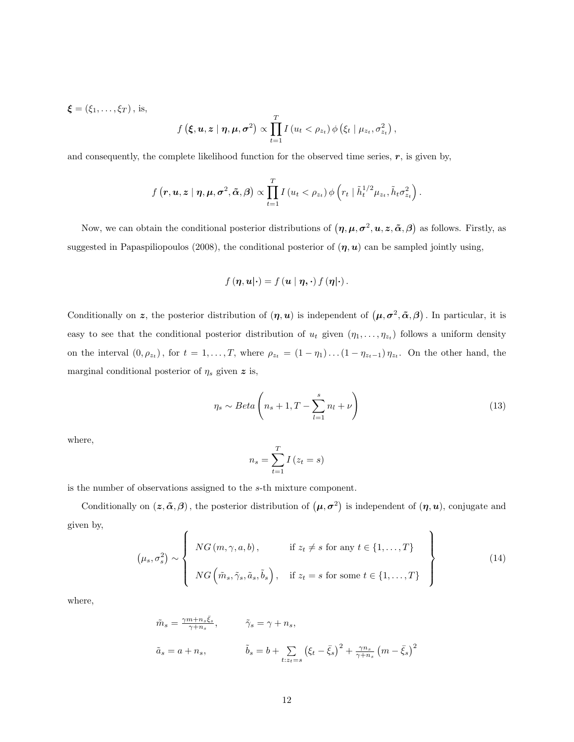$\boldsymbol{\xi} = (\xi_1, \ldots, \xi_T)$, is,

$$f\left(\boldsymbol{\xi}, \boldsymbol{u}, \boldsymbol{z} \mid \boldsymbol{\eta}, \boldsymbol{\mu}, \boldsymbol{\sigma}^2\right) \propto \prod_{t=1}^{T} I\left(u_t < \rho_{z_t}\right) \phi\left(\xi_t \mid \mu_{z_t}, \sigma_{z_t}^2\right),$$

and consequently, the complete likelihood function for the observed time series, $\boldsymbol{r}$, is given by,

$$f\left(\boldsymbol{r}, \boldsymbol{u}, \boldsymbol{z} \mid \boldsymbol{\eta}, \boldsymbol{\mu}, \boldsymbol{\sigma}^2, \tilde{\boldsymbol{\alpha}}, \boldsymbol{\beta}\right) \propto \prod_{t=1}^{T} I\left(u_t < \rho_{z_t}\right) \phi\left(r_t \mid \tilde{h}_t^{1/2} \mu_{z_t}, \tilde{h}_t \sigma_{z_t}^2\right).$$

Now, we can obtain the conditional posterior distributions of $\left(\boldsymbol{\eta}, \boldsymbol{\mu}, \boldsymbol{\sigma}^2, \boldsymbol{u}, \boldsymbol{z}, \tilde{\boldsymbol{\alpha}}, \boldsymbol{\beta}\right)$ as follows. Firstly, as suggested in Papaspiliopoulos (2008), the conditional posterior of $(\boldsymbol{\eta}, \boldsymbol{u})$ can be sampled jointly using,

$$f\left(\boldsymbol{\eta}, \boldsymbol{u} \mid \cdot\right) = f\left(\boldsymbol{u} \mid \boldsymbol{\eta}, \cdot\right) f\left(\boldsymbol{\eta} \mid \cdot\right).$$

Conditionally on $\boldsymbol{z}$, the posterior distribution of $(\boldsymbol{\eta}, \boldsymbol{u})$ is independent of $\left(\boldsymbol{\mu}, \boldsymbol{\sigma}^2, \tilde{\boldsymbol{\alpha}}, \boldsymbol{\beta}\right)$. In particular, it is easy to see that the conditional posterior distribution of $u_t$ given $(\eta_1, \ldots, \eta_{z_t})$ follows a uniform density on the interval $(0, \rho_{z_t})$, for $t = 1, \ldots, T$, where $\rho_{z_t} = (1 - \eta_1) \ldots (1 - \eta_{z_t - 1}) \eta_{z_t}$. On the other hand, the marginal conditional posterior of $\eta_s$ given $\boldsymbol{z}$ is,

$$\eta_s \sim Beta\left(n_s + 1, T - \sum_{l=1}^{s} n_l + \nu\right) \tag{13}$$

where,

$$n_s = \sum_{t=1}^{T} I\left(z_t = s\right)$$

is the number of observations assigned to the $s$-th mixture component.

Conditionally on $(\boldsymbol{z}, \tilde{\boldsymbol{\alpha}}, \boldsymbol{\beta})$, the posterior distribution of $\left(\boldsymbol{\mu}, \boldsymbol{\sigma}^2\right)$ is independent of $(\boldsymbol{\eta}, \boldsymbol{u})$, conjugate and given by,

$$\left(\mu_s, \sigma_s^2\right) \sim \left\{ \begin{array}{ll} NG\left(m, \gamma, a, b\right), & \text{if } z_t \neq s \text{ for any } t \in \{1, \ldots, T\} \\ & \\ NG\left(\tilde{m}_s, \tilde{\gamma}_s, \tilde{a}_s, \tilde{b}_s\right), & \text{if } z_t = s \text{ for some } t \in \{1, \ldots, T\} \end{array} \right\} \tag{14}$$

where,

$$\tilde{m}_s = \frac{\gamma m + n_s \bar{\xi}_s}{\gamma + n_s}, \qquad \tilde{\gamma}_s = \gamma + n_s,$$

$$\tilde{a}_s = a + n_s, \qquad \tilde{b}_s = b + \sum_{t: z_t = s} \left(\xi_t - \bar{\xi}_s\right)^2 + \frac{\gamma n_s}{\gamma + n_s}\left(m - \bar{\xi}_s\right)^2$$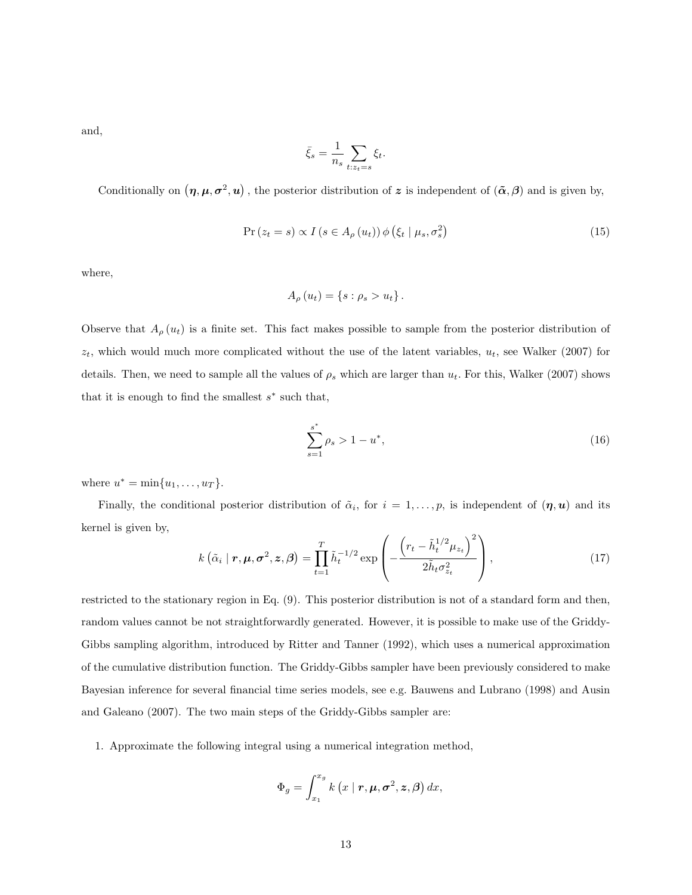and,

$$\bar{\xi}_s = \frac{1}{n_s} \sum_{t:z_t=s} \xi_t.$$

Conditionally on $(\boldsymbol{\eta}, \boldsymbol{\mu}, \boldsymbol{\sigma}^2, \boldsymbol{u})$, the posterior distribution of $\boldsymbol{z}$ is independent of $(\tilde{\boldsymbol{\alpha}}, \boldsymbol{\beta})$ and is given by,

$$\Pr(z_t = s) \propto I\left(s \in A_\rho(u_t)\right) \phi\left(\xi_t \mid \mu_s, \sigma_s^2\right) \tag{15}$$

where,

$$A_\rho(u_t) = \{s : \rho_s > u_t\}.$$

Observe that $A_\rho(u_t)$ is a finite set. This fact makes possible to sample from the posterior distribution of $z_t$, which would much more complicated without the use of the latent variables, $u_t$, see Walker (2007) for details. Then, we need to sample all the values of $\rho_s$ which are larger than $u_t$. For this, Walker (2007) shows that it is enough to find the smallest $s^*$ such that,

$$\sum_{s=1}^{s^*} \rho_s > 1 - u^*, \tag{16}$$

where $u^* = \min\{u_1, \ldots, u_T\}$.

Finally, the conditional posterior distribution of $\tilde{\alpha}_i$, for $i = 1, \ldots, p$, is independent of $(\boldsymbol{\eta}, \boldsymbol{u})$ and its kernel is given by,

$$k\left(\tilde{\alpha}_i \mid \boldsymbol{r}, \boldsymbol{\mu}, \boldsymbol{\sigma}^2, \boldsymbol{z}, \boldsymbol{\beta}\right) = \prod_{t=1}^{T} \tilde{h}_t^{-1/2} \exp\left(-\frac{\left(r_t - \tilde{h}_t^{1/2}\mu_{z_t}\right)^2}{2\tilde{h}_t\sigma_{z_t}^2}\right), \tag{17}$$

restricted to the stationary region in Eq. (9). This posterior distribution is not of a standard form and then, random values cannot be not straightforwardly generated. However, it is possible to make use of the Griddy-Gibbs sampling algorithm, introduced by Ritter and Tanner (1992), which uses a numerical approximation of the cumulative distribution function. The Griddy-Gibbs sampler have been previously considered to make Bayesian inference for several financial time series models, see e.g. Bauwens and Lubrano (1998) and Ausin and Galeano (2007). The two main steps of the Griddy-Gibbs sampler are:

1. Approximate the following integral using a numerical integration method,

$$\Phi_g = \int_{x_1}^{x_g} k\left(x \mid \boldsymbol{r}, \boldsymbol{\mu}, \boldsymbol{\sigma}^2, \boldsymbol{z}, \boldsymbol{\beta}\right) dx,$$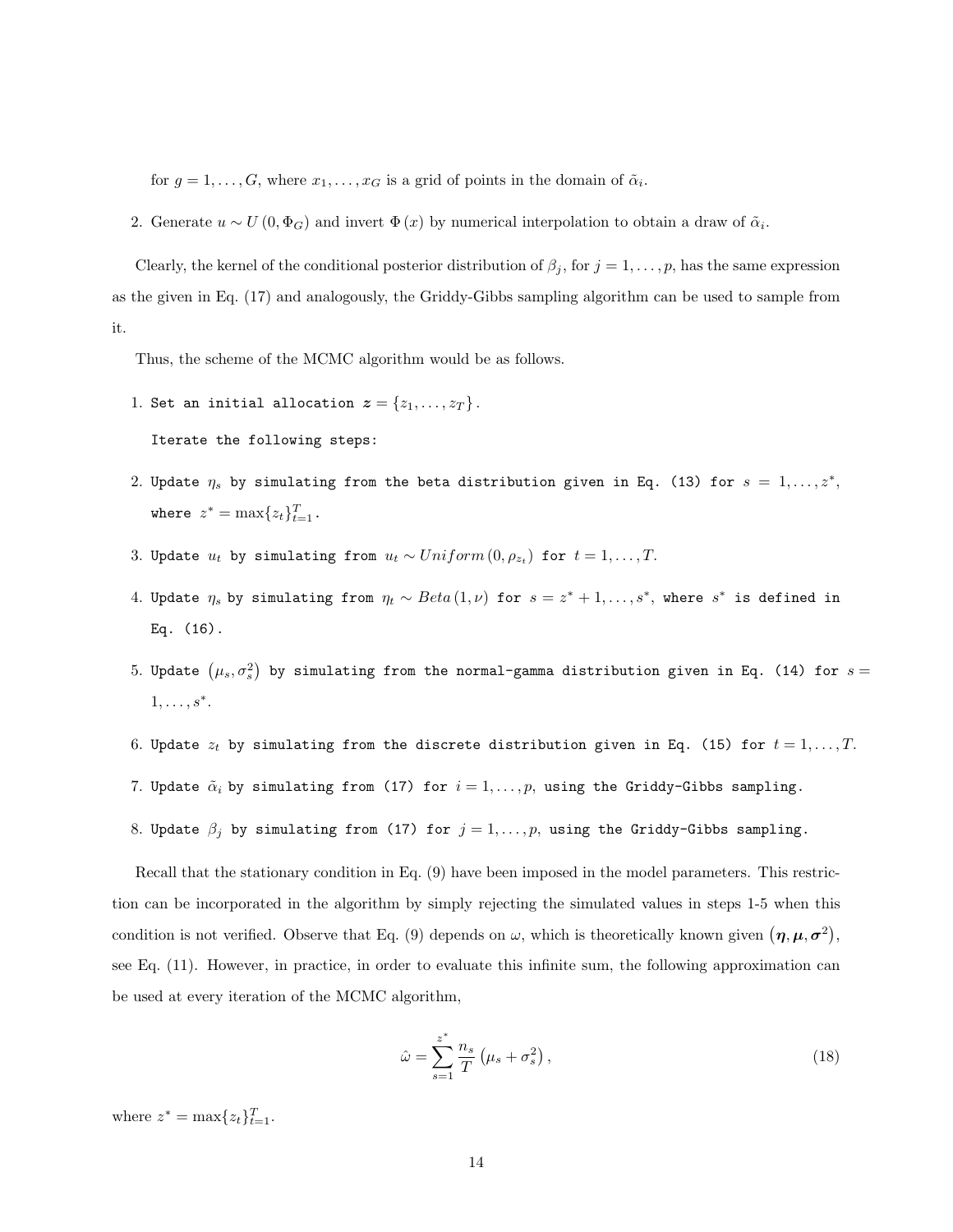for $g = 1, \ldots, G$, where $x_1, \ldots, x_G$ is a grid of points in the domain of $\tilde{\alpha}_i$.

2. Generate $u \sim U(0, \Phi_G)$ and invert $\Phi(x)$ by numerical interpolation to obtain a draw of $\tilde{\alpha}_i$.

Clearly, the kernel of the conditional posterior distribution of $\beta_j$, for $j = 1, \ldots, p$, has the same expression as the given in Eq. (17) and analogously, the Griddy-Gibbs sampling algorithm can be used to sample from it.

Thus, the scheme of the MCMC algorithm would be as follows.

1. Set an initial allocation $\boldsymbol{z} = \{z_1, \ldots, z_T\}$.

   Iterate the following steps:

2. Update $\eta_s$ by simulating from the beta distribution given in Eq. (13) for $s = 1, \ldots, z^*$, where $z^* = \max\{z_t\}_{t=1}^T$.

3. Update $u_t$ by simulating from $u_t \sim Uniform(0, \rho_{z_t})$ for $t = 1, \ldots, T$.

4. Update $\eta_s$ by simulating from $\eta_t \sim Beta(1, \nu)$ for $s = z^* + 1, \ldots, s^*$, where $s^*$ is defined in Eq. (16).

5. Update $(\mu_s, \sigma_s^2)$ by simulating from the normal-gamma distribution given in Eq. (14) for $s = 1, \ldots, s^*$.

6. Update $z_t$ by simulating from the discrete distribution given in Eq. (15) for $t = 1, \ldots, T$.

7. Update $\tilde{\alpha}_i$ by simulating from (17) for $i = 1, \ldots, p$, using the Griddy-Gibbs sampling.

8. Update $\beta_j$ by simulating from (17) for $j = 1, \ldots, p$, using the Griddy-Gibbs sampling.

Recall that the stationary condition in Eq. (9) have been imposed in the model parameters. This restriction can be incorporated in the algorithm by simply rejecting the simulated values in steps 1-5 when this condition is not verified. Observe that Eq. (9) depends on $\omega$, which is theoretically known given $(\boldsymbol{\eta}, \boldsymbol{\mu}, \boldsymbol{\sigma}^2)$, see Eq. (11). However, in practice, in order to evaluate this infinite sum, the following approximation can be used at every iteration of the MCMC algorithm,

$$\hat{\omega} = \sum_{s=1}^{z^*} \frac{n_s}{T} \left(\mu_s + \sigma_s^2\right), \tag{18}$$

where $z^* = \max\{z_t\}_{t=1}^T$.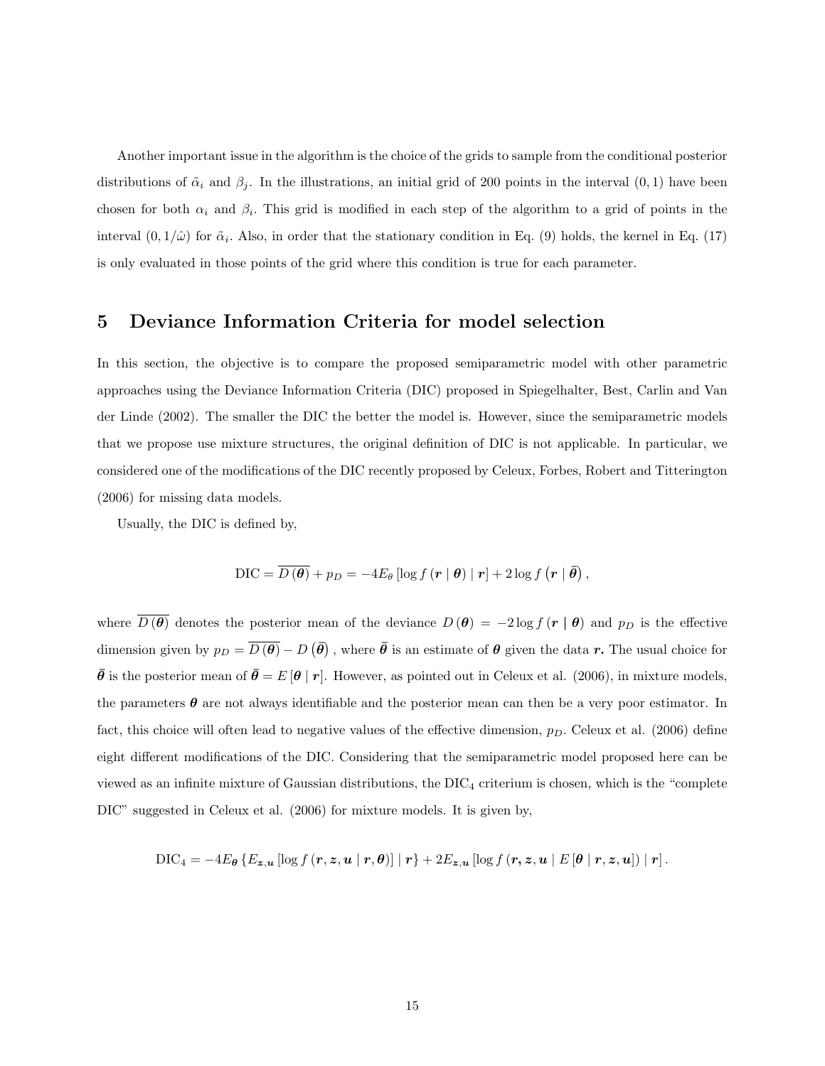Another important issue in the algorithm is the choice of the grids to sample from the conditional posterior distributions of $\tilde{\alpha}_i$ and $\beta_j$. In the illustrations, an initial grid of 200 points in the interval $(0, 1)$ have been chosen for both $\alpha_i$ and $\beta_i$. This grid is modified in each step of the algorithm to a grid of points in the interval $(0, 1/\hat{\omega})$ for $\tilde{\alpha}_i$. Also, in order that the stationary condition in Eq. (9) holds, the kernel in Eq. (17) is only evaluated in those points of the grid where this condition is true for each parameter.

# 5 Deviance Information Criteria for model selection

In this section, the objective is to compare the proposed semiparametric model with other parametric approaches using the Deviance Information Criteria (DIC) proposed in Spiegelhalter, Best, Carlin and Van der Linde (2002). The smaller the DIC the better the model is. However, since the semiparametric models that we propose use mixture structures, the original definition of DIC is not applicable. In particular, we considered one of the modifications of the DIC recently proposed by Celeux, Forbes, Robert and Titterington (2006) for missing data models.

Usually, the DIC is defined by,

$$\text{DIC} = \overline{D(\boldsymbol{\theta})} + p_D = -4E_\theta \left[\log f(\boldsymbol{r} \mid \boldsymbol{\theta}) \mid \boldsymbol{r}\right] + 2 \log f\left(\boldsymbol{r} \mid \bar{\boldsymbol{\theta}}\right),$$

where $\overline{D(\boldsymbol{\theta})}$ denotes the posterior mean of the deviance $D(\boldsymbol{\theta}) = -2 \log f(\boldsymbol{r} \mid \boldsymbol{\theta})$ and $p_D$ is the effective dimension given by $p_D = \overline{D(\boldsymbol{\theta})} - D\left(\bar{\boldsymbol{\theta}}\right)$, where $\bar{\boldsymbol{\theta}}$ is an estimate of $\boldsymbol{\theta}$ given the data $\boldsymbol{r}$. The usual choice for $\bar{\boldsymbol{\theta}}$ is the posterior mean of $\bar{\boldsymbol{\theta}} = E[\boldsymbol{\theta} \mid \boldsymbol{r}]$. However, as pointed out in Celeux et al. (2006), in mixture models, the parameters $\boldsymbol{\theta}$ are not always identifiable and the posterior mean can then be a very poor estimator. In fact, this choice will often lead to negative values of the effective dimension, $p_D$. Celeux et al. (2006) define eight different modifications of the DIC. Considering that the semiparametric model proposed here can be viewed as an infinite mixture of Gaussian distributions, the $\text{DIC}_4$ criterium is chosen, which is the "complete DIC" suggested in Celeux et al. (2006) for mixture models. It is given by,

$$\text{DIC}_4 = -4E_{\boldsymbol{\theta}} \left\{E_{\boldsymbol{z},\boldsymbol{u}} \left[\log f(\boldsymbol{r}, \boldsymbol{z}, \boldsymbol{u} \mid \boldsymbol{r}, \boldsymbol{\theta})\right] \mid \boldsymbol{r}\right\} + 2E_{\boldsymbol{z},\boldsymbol{u}} \left[\log f(\boldsymbol{r}, \boldsymbol{z}, \boldsymbol{u} \mid E[\boldsymbol{\theta} \mid \boldsymbol{r}, \boldsymbol{z}, \boldsymbol{u}]) \mid \boldsymbol{r}\right].$$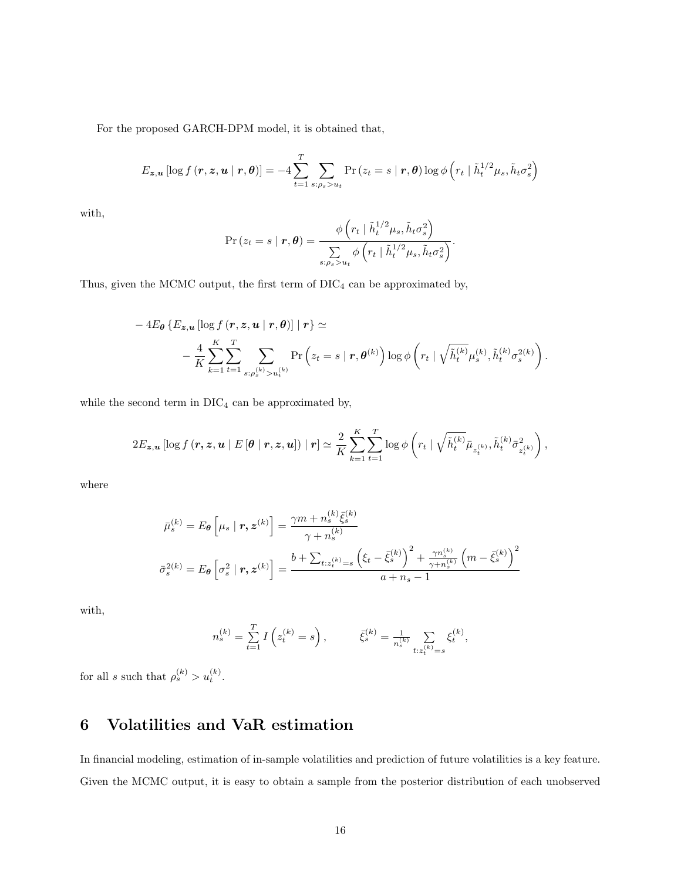For the proposed GARCH-DPM model, it is obtained that,

$$E_{\boldsymbol{z},\boldsymbol{u}}\left[\log f\left(\boldsymbol{r},\boldsymbol{z},\boldsymbol{u}\mid\boldsymbol{r},\boldsymbol{\theta}\right)\right]=-4\sum_{t=1}^{T}\sum_{s:\rho_s>u_t}\Pr\left(z_t=s\mid\boldsymbol{r},\boldsymbol{\theta}\right)\log\phi\left(r_t\mid\tilde{h}_t^{1/2}\mu_s,\tilde{h}_t\sigma_s^2\right)$$

with,

$$\Pr\left(z_t=s\mid\boldsymbol{r},\boldsymbol{\theta}\right)=\frac{\phi\left(r_t\mid\tilde{h}_t^{1/2}\mu_s,\tilde{h}_t\sigma_s^2\right)}{\sum\limits_{s:\rho_s>u_t}\phi\left(r_t\mid\tilde{h}_t^{1/2}\mu_s,\tilde{h}_t\sigma_s^2\right)}.$$

Thus, given the MCMC output, the first term of $\mathrm{DIC}_4$ can be approximated by,

$$\begin{aligned}-4E_{\boldsymbol{\theta}}\left\{E_{\boldsymbol{z},\boldsymbol{u}}\left[\log f\left(\boldsymbol{r},\boldsymbol{z},\boldsymbol{u}\mid\boldsymbol{r},\boldsymbol{\theta}\right)\right]\mid\boldsymbol{r}\right\}\simeq&\\-\frac{4}{K}\sum_{k=1}^{K}\sum_{t=1}^{T}\sum_{s:\rho_s^{(k)}>u_t^{(k)}}\Pr\left(z_t=s\mid\boldsymbol{r},\boldsymbol{\theta}^{(k)}\right)&\log\phi\left(r_t\mid\sqrt{\tilde{h}_t^{(k)}}\mu_s^{(k)},\tilde{h}_t^{(k)}\sigma_s^{2(k)}\right).\end{aligned}$$

while the second term in $\mathrm{DIC}_4$ can be approximated by,

$$2E_{\boldsymbol{z},\boldsymbol{u}}\left[\log f\left(\boldsymbol{r},\boldsymbol{z},\boldsymbol{u}\mid E\left[\boldsymbol{\theta}\mid\boldsymbol{r},\boldsymbol{z},\boldsymbol{u}\right]\right)\mid\boldsymbol{r}\right]\simeq\frac{2}{K}\sum_{k=1}^{K}\sum_{t=1}^{T}\log\phi\left(r_t\mid\sqrt{\tilde{h}_t^{(k)}}\bar{\mu}_{z_t^{(k)}},\tilde{h}_t^{(k)}\bar{\sigma}^2_{z_t^{(k)}}\right),$$

where

$$\bar{\mu}_s^{(k)}=E_{\boldsymbol{\theta}}\left[\mu_s\mid\boldsymbol{r},\boldsymbol{z}^{(k)}\right]=\frac{\gamma m+n_s^{(k)}\bar{\xi}_s^{(k)}}{\gamma+n_s^{(k)}}$$

$$\bar{\sigma}_s^{2(k)}=E_{\boldsymbol{\theta}}\left[\sigma_s^2\mid\boldsymbol{r},\boldsymbol{z}^{(k)}\right]=\frac{b+\sum_{t:z_t^{(k)}=s}\left(\xi_t-\bar{\xi}_s^{(k)}\right)^2+\frac{\gamma n_s^{(k)}}{\gamma+n_s^{(k)}}\left(m-\bar{\xi}_s^{(k)}\right)^2}{a+n_s-1}$$

with,

$$n_s^{(k)}=\sum_{t=1}^{T}I\left(z_t^{(k)}=s\right),\qquad\bar{\xi}_s^{(k)}=\frac{1}{n_s^{(k)}}\sum_{t:z_t^{(k)}=s}\xi_t^{(k)},$$

for all $s$ such that $\rho_s^{(k)}>u_t^{(k)}$.

## 6 Volatilities and VaR estimation

In financial modeling, estimation of in-sample volatilities and prediction of future volatilities is a key feature. Given the MCMC output, it is easy to obtain a sample from the posterior distribution of each unobserved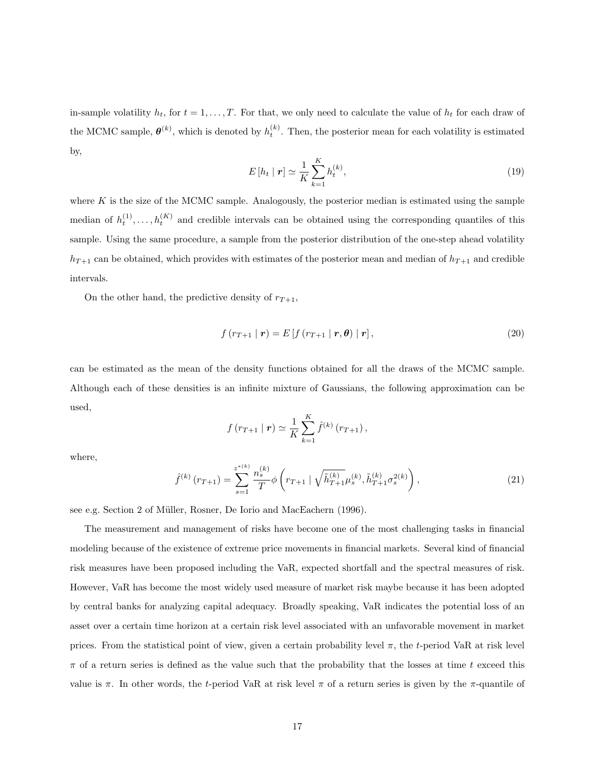in-sample volatility $h_t$, for $t = 1, \ldots, T$. For that, we only need to calculate the value of $h_t$ for each draw of the MCMC sample, $\boldsymbol{\theta}^{(k)}$, which is denoted by $h_t^{(k)}$. Then, the posterior mean for each volatility is estimated by,

$$E\left[h_t \mid \boldsymbol{r}\right] \simeq \frac{1}{K} \sum_{k=1}^{K} h_t^{(k)}, \tag{19}$$

where $K$ is the size of the MCMC sample. Analogously, the posterior median is estimated using the sample median of $h_t^{(1)}, \ldots, h_t^{(K)}$ and credible intervals can be obtained using the corresponding quantiles of this sample. Using the same procedure, a sample from the posterior distribution of the one-step ahead volatility $h_{T+1}$ can be obtained, which provides with estimates of the posterior mean and median of $h_{T+1}$ and credible intervals.

On the other hand, the predictive density of $r_{T+1}$,

$$f\left(r_{T+1} \mid \boldsymbol{r}\right) = E\left[f\left(r_{T+1} \mid \boldsymbol{r}, \boldsymbol{\theta}\right) \mid \boldsymbol{r}\right], \tag{20}$$

can be estimated as the mean of the density functions obtained for all the draws of the MCMC sample. Although each of these densities is an infinite mixture of Gaussians, the following approximation can be used,

$$f\left(r_{T+1} \mid \boldsymbol{r}\right) \simeq \frac{1}{K} \sum_{k=1}^{K} \hat{f}^{(k)}\left(r_{T+1}\right),$$

where,

$$\hat{f}^{(k)}\left(r_{T+1}\right) = \sum_{s=1}^{z^{*(k)}} \frac{n_s^{(k)}}{T} \phi\left(r_{T+1} \mid \sqrt{\tilde{h}_{T+1}^{(k)}} \mu_s^{(k)}, \tilde{h}_{T+1}^{(k)} \sigma_s^{2(k)}\right), \tag{21}$$

see e.g. Section 2 of Müller, Rosner, De Iorio and MacEachern (1996).

The measurement and management of risks have become one of the most challenging tasks in financial modeling because of the existence of extreme price movements in financial markets. Several kind of financial risk measures have been proposed including the VaR, expected shortfall and the spectral measures of risk. However, VaR has become the most widely used measure of market risk maybe because it has been adopted by central banks for analyzing capital adequacy. Broadly speaking, VaR indicates the potential loss of an asset over a certain time horizon at a certain risk level associated with an unfavorable movement in market prices. From the statistical point of view, given a certain probability level $\pi$, the $t$-period VaR at risk level $\pi$ of a return series is defined as the value such that the probability that the losses at time $t$ exceed this value is $\pi$. In other words, the $t$-period VaR at risk level $\pi$ of a return series is given by the $\pi$-quantile of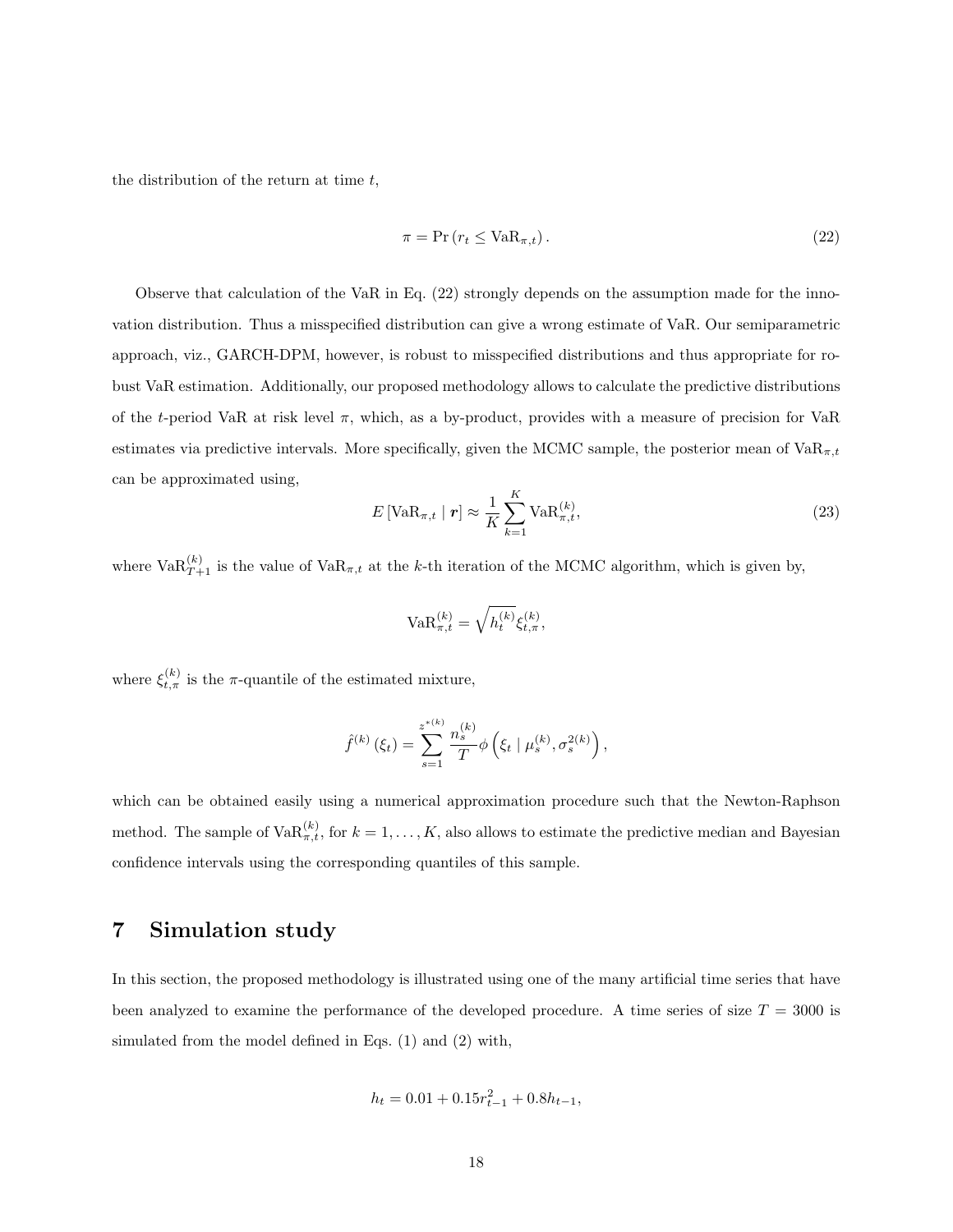the distribution of the return at time $t$,

$$\pi = \Pr\left(r_t \leq \mathrm{VaR}_{\pi,t}\right). \tag{22}$$

Observe that calculation of the VaR in Eq. (22) strongly depends on the assumption made for the innovation distribution. Thus a misspecified distribution can give a wrong estimate of VaR. Our semiparametric approach, viz., GARCH-DPM, however, is robust to misspecified distributions and thus appropriate for robust VaR estimation. Additionally, our proposed methodology allows to calculate the predictive distributions of the $t$-period VaR at risk level $\pi$, which, as a by-product, provides with a measure of precision for VaR estimates via predictive intervals. More specifically, given the MCMC sample, the posterior mean of $\mathrm{VaR}_{\pi,t}$ can be approximated using,

$$E\left[\mathrm{VaR}_{\pi,t} \mid \boldsymbol{r}\right] \approx \frac{1}{K}\sum_{k=1}^{K} \mathrm{VaR}_{\pi,t}^{(k)}, \tag{23}$$

where $\mathrm{VaR}_{T+1}^{(k)}$ is the value of $\mathrm{VaR}_{\pi,t}$ at the $k$-th iteration of the MCMC algorithm, which is given by,

$$\mathrm{VaR}_{\pi,t}^{(k)} = \sqrt{h_t^{(k)}}\xi_{t,\pi}^{(k)},$$

where $\xi_{t,\pi}^{(k)}$ is the $\pi$-quantile of the estimated mixture,

$$\hat{f}^{(k)}\left(\xi_t\right) = \sum_{s=1}^{z^{*(k)}} \frac{n_s^{(k)}}{T}\phi\left(\xi_t \mid \mu_s^{(k)}, \sigma_s^{2(k)}\right),$$

which can be obtained easily using a numerical approximation procedure such that the Newton-Raphson method. The sample of $\mathrm{VaR}_{\pi,t}^{(k)}$, for $k = 1, \ldots, K$, also allows to estimate the predictive median and Bayesian confidence intervals using the corresponding quantiles of this sample.

## 7 Simulation study

In this section, the proposed methodology is illustrated using one of the many artificial time series that have been analyzed to examine the performance of the developed procedure. A time series of size $T = 3000$ is simulated from the model defined in Eqs. (1) and (2) with,

$$h_t = 0.01 + 0.15r_{t-1}^2 + 0.8h_{t-1},$$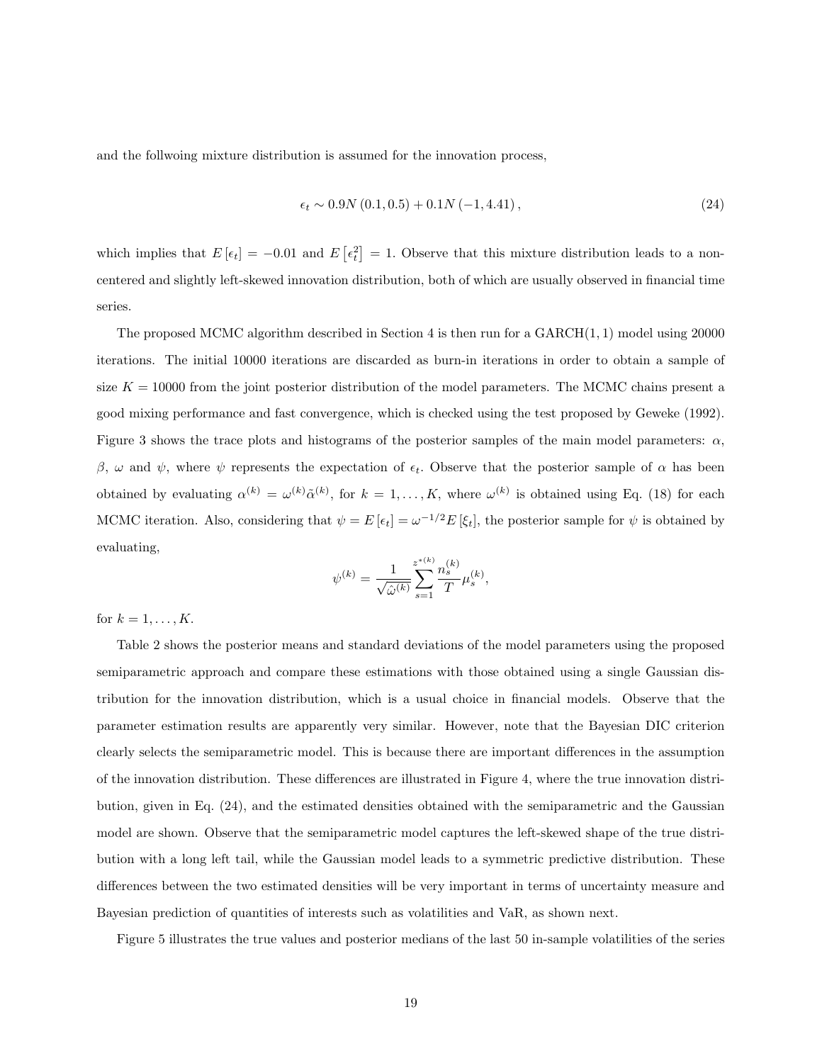and the follwoing mixture distribution is assumed for the innovation process,

$$\epsilon_t \sim 0.9N\left(0.1, 0.5\right) + 0.1N\left(-1, 4.41\right), \tag{24}$$

which implies that $E\left[\epsilon_t\right] = -0.01$ and $E\left[\epsilon_t^2\right] = 1$. Observe that this mixture distribution leads to a non-centered and slightly left-skewed innovation distribution, both of which are usually observed in financial time series.

The proposed MCMC algorithm described in Section 4 is then run for a GARCH$(1,1)$ model using 20000 iterations. The initial 10000 iterations are discarded as burn-in iterations in order to obtain a sample of size $K = 10000$ from the joint posterior distribution of the model parameters. The MCMC chains present a good mixing performance and fast convergence, which is checked using the test proposed by Geweke (1992). Figure 3 shows the trace plots and histograms of the posterior samples of the main model parameters: $\alpha$, $\beta$, $\omega$ and $\psi$, where $\psi$ represents the expectation of $\epsilon_t$. Observe that the posterior sample of $\alpha$ has been obtained by evaluating $\alpha^{(k)} = \omega^{(k)}\tilde{\alpha}^{(k)}$, for $k = 1, \ldots, K$, where $\omega^{(k)}$ is obtained using Eq. (18) for each MCMC iteration. Also, considering that $\psi = E\left[\epsilon_t\right] = \omega^{-1/2} E\left[\xi_t\right]$, the posterior sample for $\psi$ is obtained by evaluating,

$$\psi^{(k)} = \frac{1}{\sqrt{\hat{\omega}^{(k)}}} \sum_{s=1}^{z^{*(k)}} \frac{n_s^{(k)}}{T} \mu_s^{(k)},$$

for $k = 1, \ldots, K$.

Table 2 shows the posterior means and standard deviations of the model parameters using the proposed semiparametric approach and compare these estimations with those obtained using a single Gaussian distribution for the innovation distribution, which is a usual choice in financial models. Observe that the parameter estimation results are apparently very similar. However, note that the Bayesian DIC criterion clearly selects the semiparametric model. This is because there are important differences in the assumption of the innovation distribution. These differences are illustrated in Figure 4, where the true innovation distribution, given in Eq. (24), and the estimated densities obtained with the semiparametric and the Gaussian model are shown. Observe that the semiparametric model captures the left-skewed shape of the true distribution with a long left tail, while the Gaussian model leads to a symmetric predictive distribution. These differences between the two estimated densities will be very important in terms of uncertainty measure and Bayesian prediction of quantities of interests such as volatilities and VaR, as shown next.

Figure 5 illustrates the true values and posterior medians of the last 50 in-sample volatilities of the series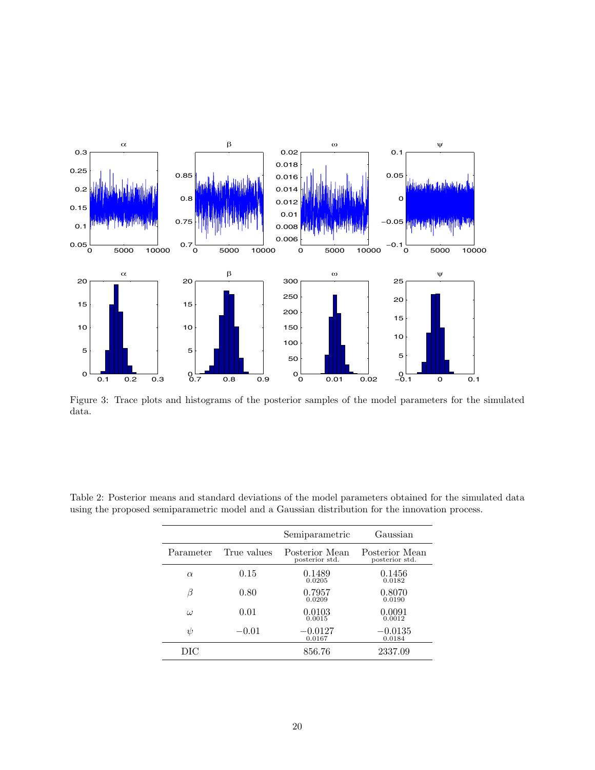Figure 3: Trace plots and histograms of the posterior samples of the model parameters for the simulated data.

Table 2: Posterior means and standard deviations of the model parameters obtained for the simulated data using the proposed semiparametric model and a Gaussian distribution for the innovation process.

| | | Semiparametric | Gaussian |
|---|---|---|---|
| Parameter | True values | Posterior Mean (posterior std.) | Posterior Mean (posterior std.) |
| $\alpha$ | 0.15 | 0.1489 (0.0205) | 0.1456 (0.0182) |
| $\beta$ | 0.80 | 0.7957 (0.0209) | 0.8070 (0.0190) |
| $\omega$ | 0.01 | 0.0103 (0.0015) | 0.0091 (0.0012) |
| $\psi$ | $-0.01$ | $-0.0127$ (0.0167) | $-0.0135$ (0.0184) |
| DIC | | 856.76 | 2337.09 |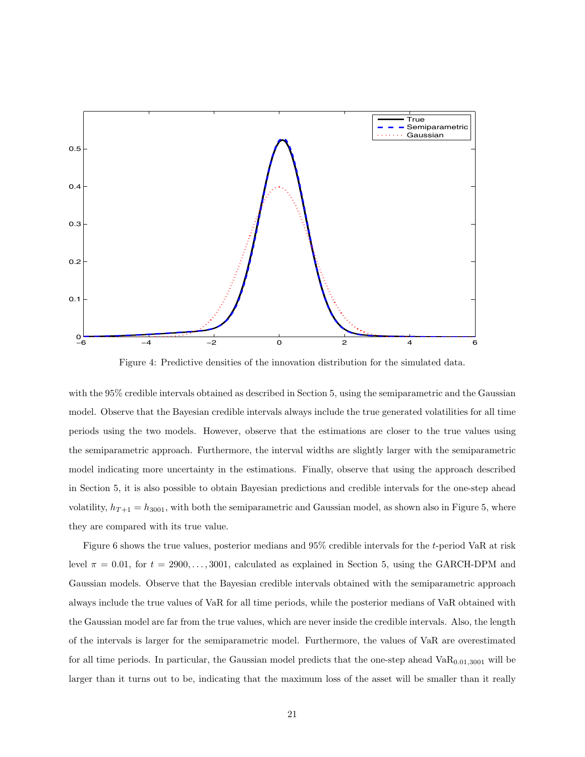Figure 4: Predictive densities of the innovation distribution for the simulated data.

with the 95% credible intervals obtained as described in Section 5, using the semiparametric and the Gaussian model. Observe that the Bayesian credible intervals always include the true generated volatilities for all time periods using the two models. However, observe that the estimations are closer to the true values using the semiparametric approach. Furthermore, the interval widths are slightly larger with the semiparametric model indicating more uncertainty in the estimations. Finally, observe that using the approach described in Section 5, it is also possible to obtain Bayesian predictions and credible intervals for the one-step ahead volatility, $h_{T+1} = h_{3001}$, with both the semiparametric and Gaussian model, as shown also in Figure 5, where they are compared with its true value.

Figure 6 shows the true values, posterior medians and 95% credible intervals for the $t$-period VaR at risk level $\pi = 0.01$, for $t = 2900, \ldots, 3001$, calculated as explained in Section 5, using the GARCH-DPM and Gaussian models. Observe that the Bayesian credible intervals obtained with the semiparametric approach always include the true values of VaR for all time periods, while the posterior medians of VaR obtained with the Gaussian model are far from the true values, which are never inside the credible intervals. Also, the length of the intervals is larger for the semiparametric model. Furthermore, the values of VaR are overestimated for all time periods. In particular, the Gaussian model predicts that the one-step ahead $\text{VaR}_{0.01,3001}$ will be larger than it turns out to be, indicating that the maximum loss of the asset will be smaller than it really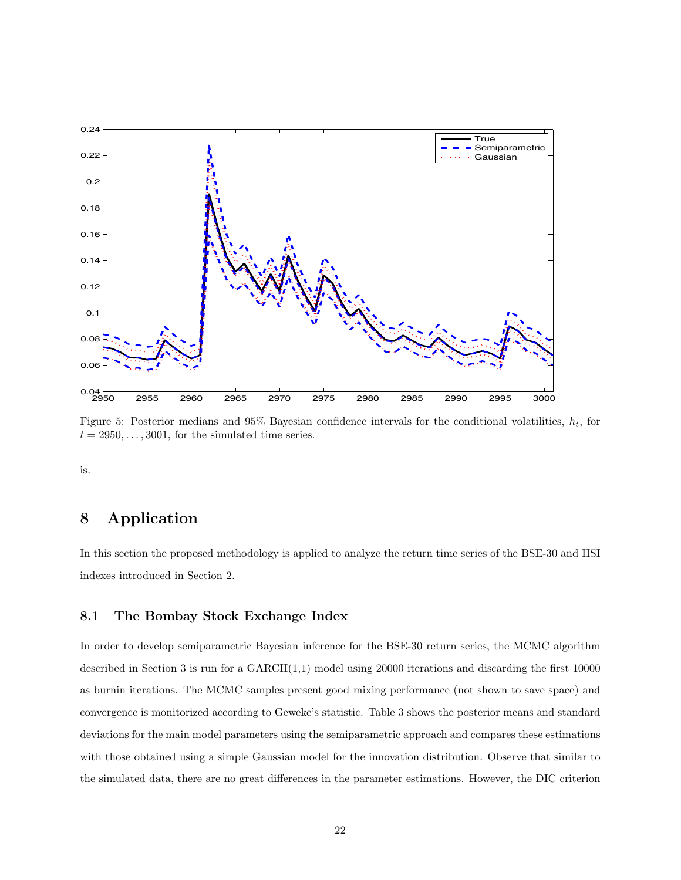Figure 5: Posterior medians and 95% Bayesian confidence intervals for the conditional volatilities, $h_t$, for $t = 2950, \ldots, 3001$, for the simulated time series.

is.

# 8 Application

In this section the proposed methodology is applied to analyze the return time series of the BSE-30 and HSI indexes introduced in Section 2.

## 8.1 The Bombay Stock Exchange Index

In order to develop semiparametric Bayesian inference for the BSE-30 return series, the MCMC algorithm described in Section 3 is run for a GARCH(1,1) model using 20000 iterations and discarding the first 10000 as burnin iterations. The MCMC samples present good mixing performance (not shown to save space) and convergence is monitorized according to Geweke's statistic. Table 3 shows the posterior means and standard deviations for the main model parameters using the semiparametric approach and compares these estimations with those obtained using a simple Gaussian model for the innovation distribution. Observe that similar to the simulated data, there are no great differences in the parameter estimations. However, the DIC criterion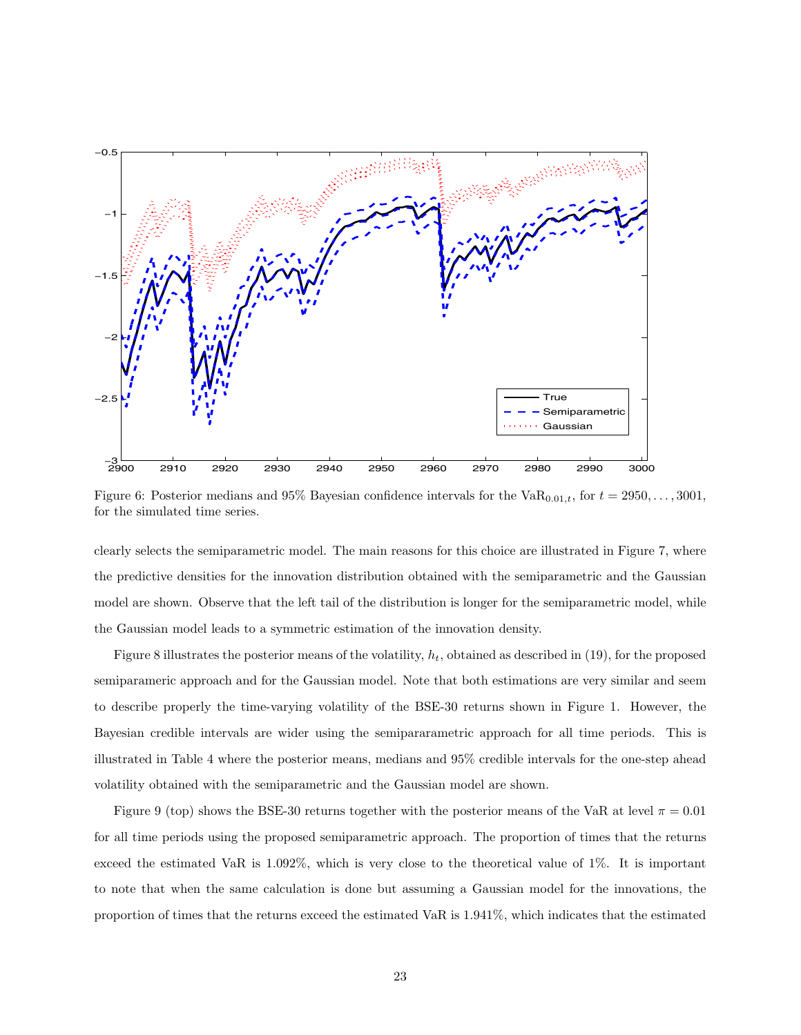Figure 6: Posterior medians and 95% Bayesian confidence intervals for the $\text{VaR}_{0.01,t}$, for $t = 2950, \ldots, 3001$, for the simulated time series.

clearly selects the semiparametric model. The main reasons for this choice are illustrated in Figure 7, where the predictive densities for the innovation distribution obtained with the semiparametric and the Gaussian model are shown. Observe that the left tail of the distribution is longer for the semiparametric model, while the Gaussian model leads to a symmetric estimation of the innovation density.

Figure 8 illustrates the posterior means of the volatility, $h_t$, obtained as described in (19), for the proposed semiparameric approach and for the Gaussian model. Note that both estimations are very similar and seem to describe properly the time-varying volatility of the BSE-30 returns shown in Figure 1. However, the Bayesian credible intervals are wider using the semipararametric approach for all time periods. This is illustrated in Table 4 where the posterior means, medians and 95% credible intervals for the one-step ahead volatility obtained with the semiparametric and the Gaussian model are shown.

Figure 9 (top) shows the BSE-30 returns together with the posterior means of the VaR at level $\pi = 0.01$ for all time periods using the proposed semiparametric approach. The proportion of times that the returns exceed the estimated VaR is 1.092%, which is very close to the theoretical value of 1%. It is important to note that when the same calculation is done but assuming a Gaussian model for the innovations, the proportion of times that the returns exceed the estimated VaR is 1.941%, which indicates that the estimated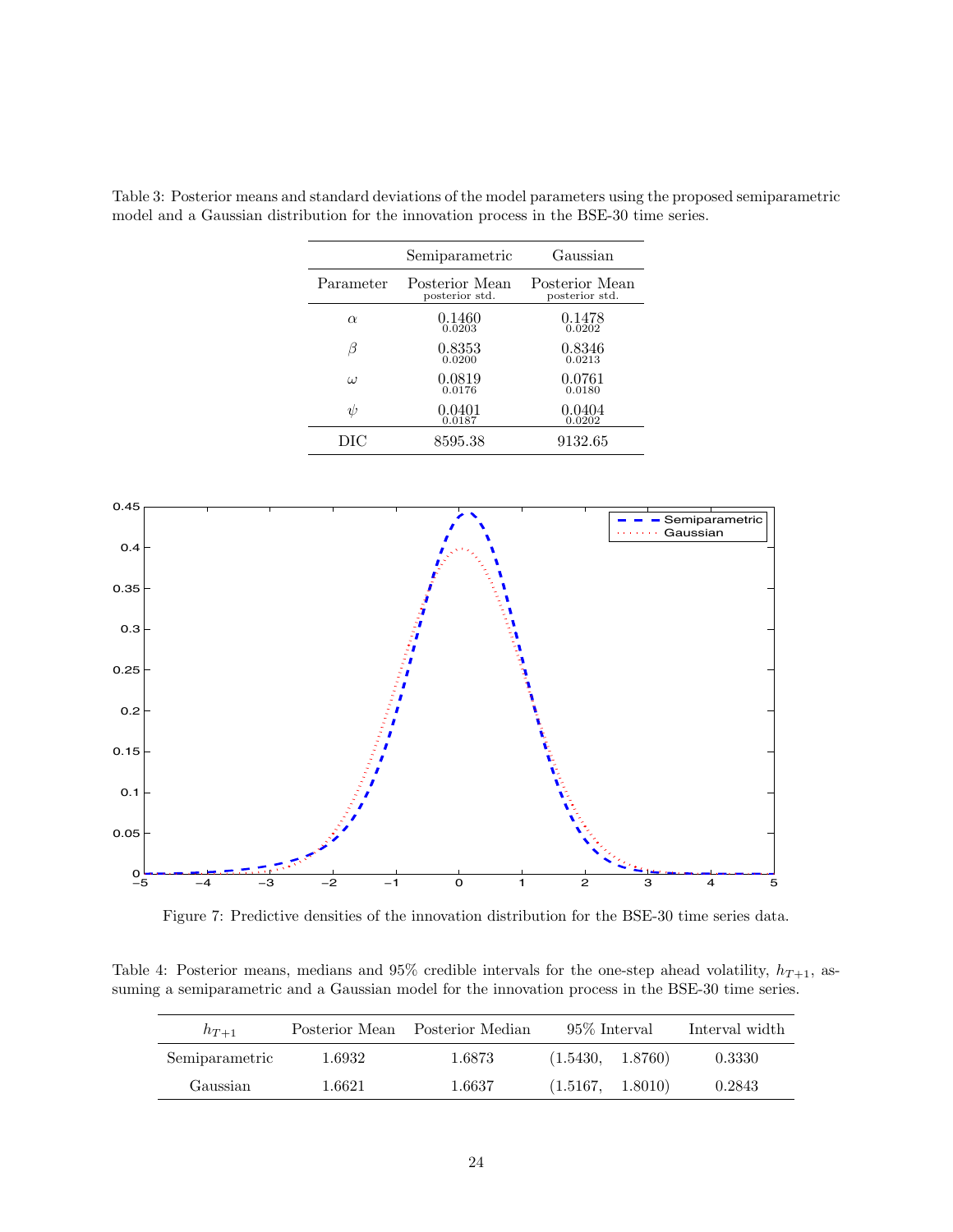Table 3: Posterior means and standard deviations of the model parameters using the proposed semiparametric model and a Gaussian distribution for the innovation process in the BSE-30 time series.

| | Semiparametric | Gaussian |
|---|---|---|
| Parameter | Posterior Mean (posterior std.) | Posterior Mean (posterior std.) |
| $\alpha$ | 0.1460 (0.0203) | 0.1478 (0.0202) |
| $\beta$ | 0.8353 (0.0200) | 0.8346 (0.0213) |
| $\omega$ | 0.0819 (0.0176) | 0.0761 (0.0180) |
| $\psi$ | 0.0401 (0.0187) | 0.0404 (0.0202) |
| DIC | 8595.38 | 9132.65 |

Figure 7: Predictive densities of the innovation distribution for the BSE-30 time series data.

Table 4: Posterior means, medians and 95% credible intervals for the one-step ahead volatility, $h_{T+1}$, assuming a semiparametric and a Gaussian model for the innovation process in the BSE-30 time series.

| $h_{T+1}$ | Posterior Mean | Posterior Median | 95% Interval | Interval width |
|---|---|---|---|---|
| Semiparametric | 1.6932 | 1.6873 | (1.5430, 1.8760) | 0.3330 |
| Gaussian | 1.6621 | 1.6637 | (1.5167, 1.8010) | 0.2843 |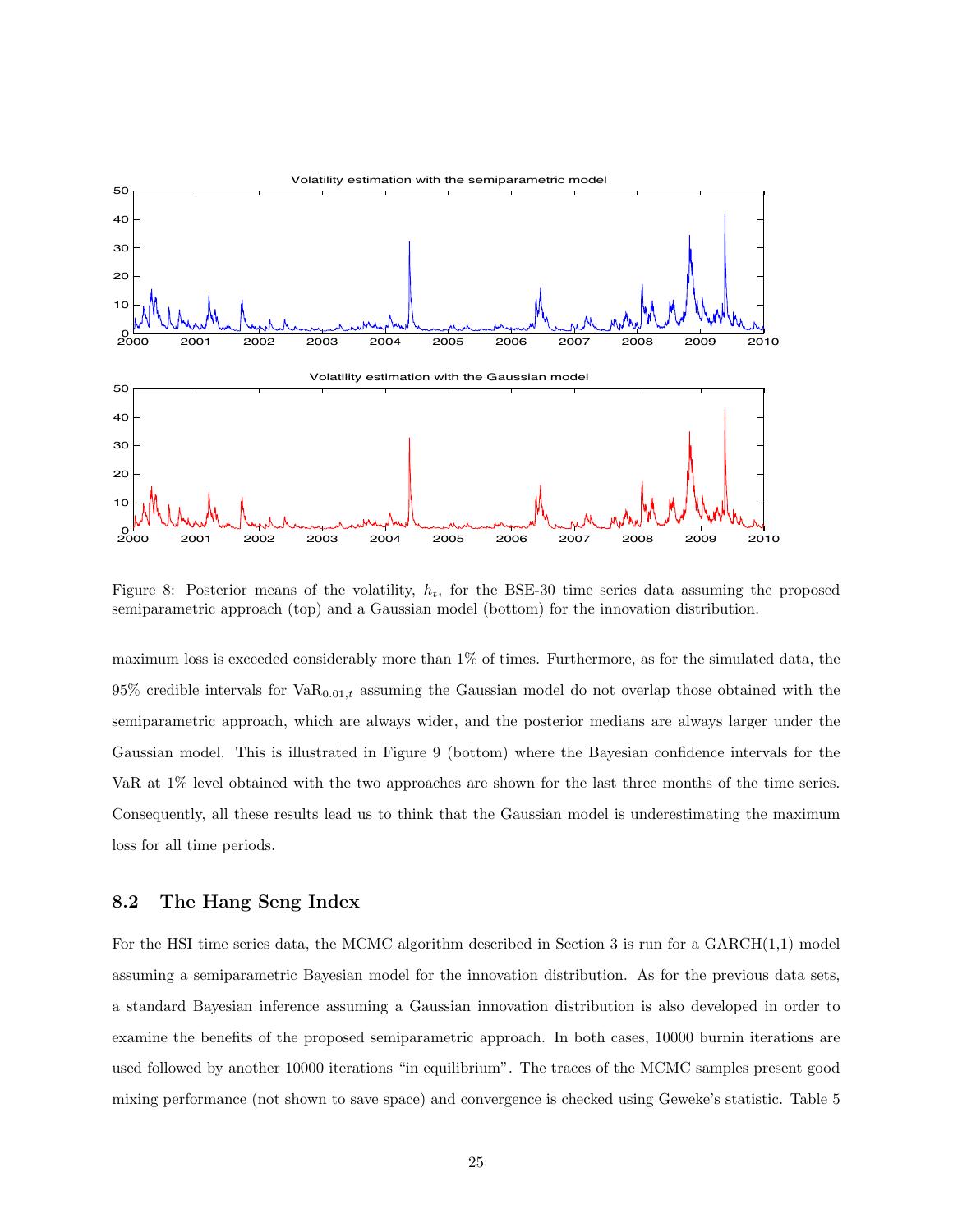Figure 8: Posterior means of the volatility, $h_t$, for the BSE-30 time series data assuming the proposed semiparametric approach (top) and a Gaussian model (bottom) for the innovation distribution.

maximum loss is exceeded considerably more than 1% of times. Furthermore, as for the simulated data, the 95% credible intervals for $\mathrm{VaR}_{0.01,t}$ assuming the Gaussian model do not overlap those obtained with the semiparametric approach, which are always wider, and the posterior medians are always larger under the Gaussian model. This is illustrated in Figure 9 (bottom) where the Bayesian confidence intervals for the VaR at 1% level obtained with the two approaches are shown for the last three months of the time series. Consequently, all these results lead us to think that the Gaussian model is underestimating the maximum loss for all time periods.

## 8.2 The Hang Seng Index

For the HSI time series data, the MCMC algorithm described in Section 3 is run for a GARCH(1,1) model assuming a semiparametric Bayesian model for the innovation distribution. As for the previous data sets, a standard Bayesian inference assuming a Gaussian innovation distribution is also developed in order to examine the benefits of the proposed semiparametric approach. In both cases, 10000 burnin iterations are used followed by another 10000 iterations "in equilibrium". The traces of the MCMC samples present good mixing performance (not shown to save space) and convergence is checked using Geweke's statistic. Table 5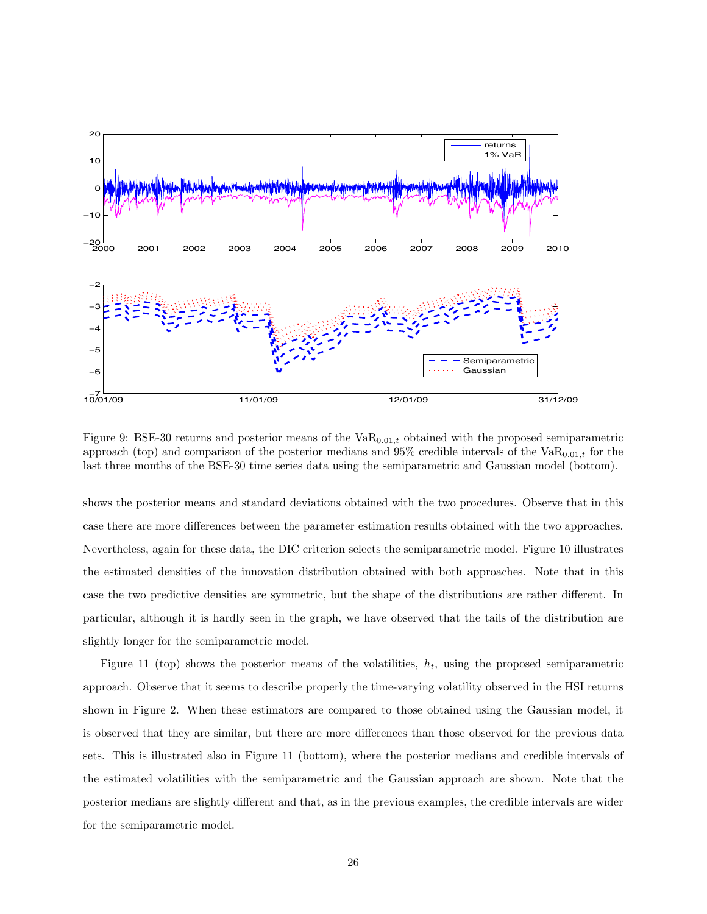Figure 9: BSE-30 returns and posterior means of the $\text{VaR}_{0.01,t}$ obtained with the proposed semiparametric approach (top) and comparison of the posterior medians and 95% credible intervals of the $\text{VaR}_{0.01,t}$ for the last three months of the BSE-30 time series data using the semiparametric and Gaussian model (bottom).

shows the posterior means and standard deviations obtained with the two procedures. Observe that in this case there are more differences between the parameter estimation results obtained with the two approaches. Nevertheless, again for these data, the DIC criterion selects the semiparametric model. Figure 10 illustrates the estimated densities of the innovation distribution obtained with both approaches. Note that in this case the two predictive densities are symmetric, but the shape of the distributions are rather different. In particular, although it is hardly seen in the graph, we have observed that the tails of the distribution are slightly longer for the semiparametric model.

Figure 11 (top) shows the posterior means of the volatilities, $h_t$, using the proposed semiparametric approach. Observe that it seems to describe properly the time-varying volatility observed in the HSI returns shown in Figure 2. When these estimators are compared to those obtained using the Gaussian model, it is observed that they are similar, but there are more differences than those observed for the previous data sets. This is illustrated also in Figure 11 (bottom), where the posterior medians and credible intervals of the estimated volatilities with the semiparametric and the Gaussian approach are shown. Note that the posterior medians are slightly different and that, as in the previous examples, the credible intervals are wider for the semiparametric model.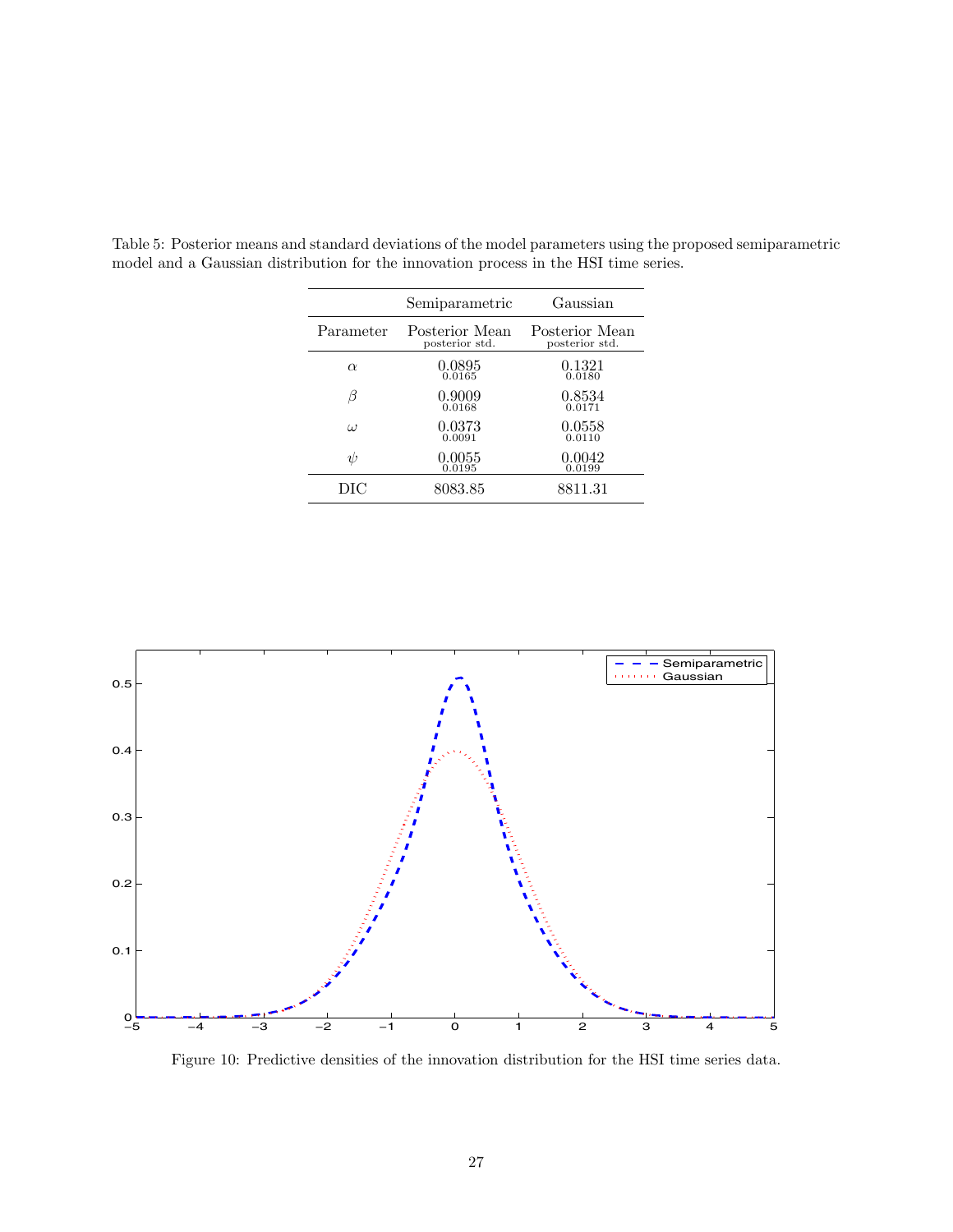Table 5: Posterior means and standard deviations of the model parameters using the proposed semiparametric model and a Gaussian distribution for the innovation process in the HSI time series.

| | Semiparametric | Gaussian |
|---|---|---|
| Parameter | Posterior Mean (posterior std.) | Posterior Mean (posterior std.) |
| $\alpha$ | 0.0895 (0.0165) | 0.1321 (0.0180) |
| $\beta$ | 0.9009 (0.0168) | 0.8534 (0.0171) |
| $\omega$ | 0.0373 (0.0091) | 0.0558 (0.0110) |
| $\psi$ | 0.0055 (0.0195) | 0.0042 (0.0199) |
| DIC | 8083.85 | 8811.31 |

Figure 10: Predictive densities of the innovation distribution for the HSI time series data.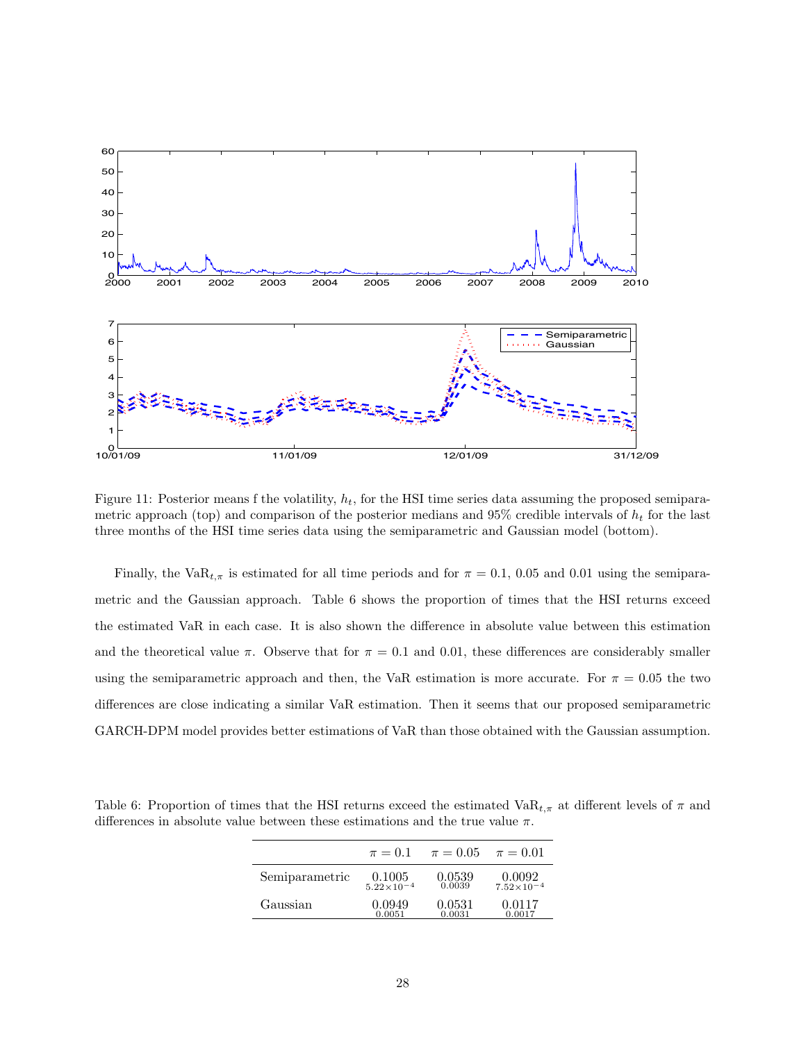Figure 11: Posterior means f the volatility, $h_t$, for the HSI time series data assuming the proposed semiparametric approach (top) and comparison of the posterior medians and 95% credible intervals of $h_t$ for the last three months of the HSI time series data using the semiparametric and Gaussian model (bottom).

Finally, the $\text{VaR}_{t,\pi}$ is estimated for all time periods and for $\pi = 0.1$, 0.05 and 0.01 using the semiparametric and the Gaussian approach. Table 6 shows the proportion of times that the HSI returns exceed the estimated VaR in each case. It is also shown the difference in absolute value between this estimation and the theoretical value $\pi$. Observe that for $\pi = 0.1$ and 0.01, these differences are considerably smaller using the semiparametric approach and then, the VaR estimation is more accurate. For $\pi = 0.05$ the two differences are close indicating a similar VaR estimation. Then it seems that our proposed semiparametric GARCH-DPM model provides better estimations of VaR than those obtained with the Gaussian assumption.

Table 6: Proportion of times that the HSI returns exceed the estimated $\text{VaR}_{t,\pi}$ at different levels of $\pi$ and differences in absolute value between these estimations and the true value $\pi$.

| | $\pi = 0.1$ | $\pi = 0.05$ | $\pi = 0.01$ |
|---|---|---|---|
| Semiparametric | 0.1005 <br> $5.22 \times 10^{-4}$ | 0.0539 <br> 0.0039 | 0.0092 <br> $7.52 \times 10^{-4}$ |
| Gaussian | 0.0949 <br> 0.0051 | 0.0531 <br> 0.0031 | 0.0117 <br> 0.0017 |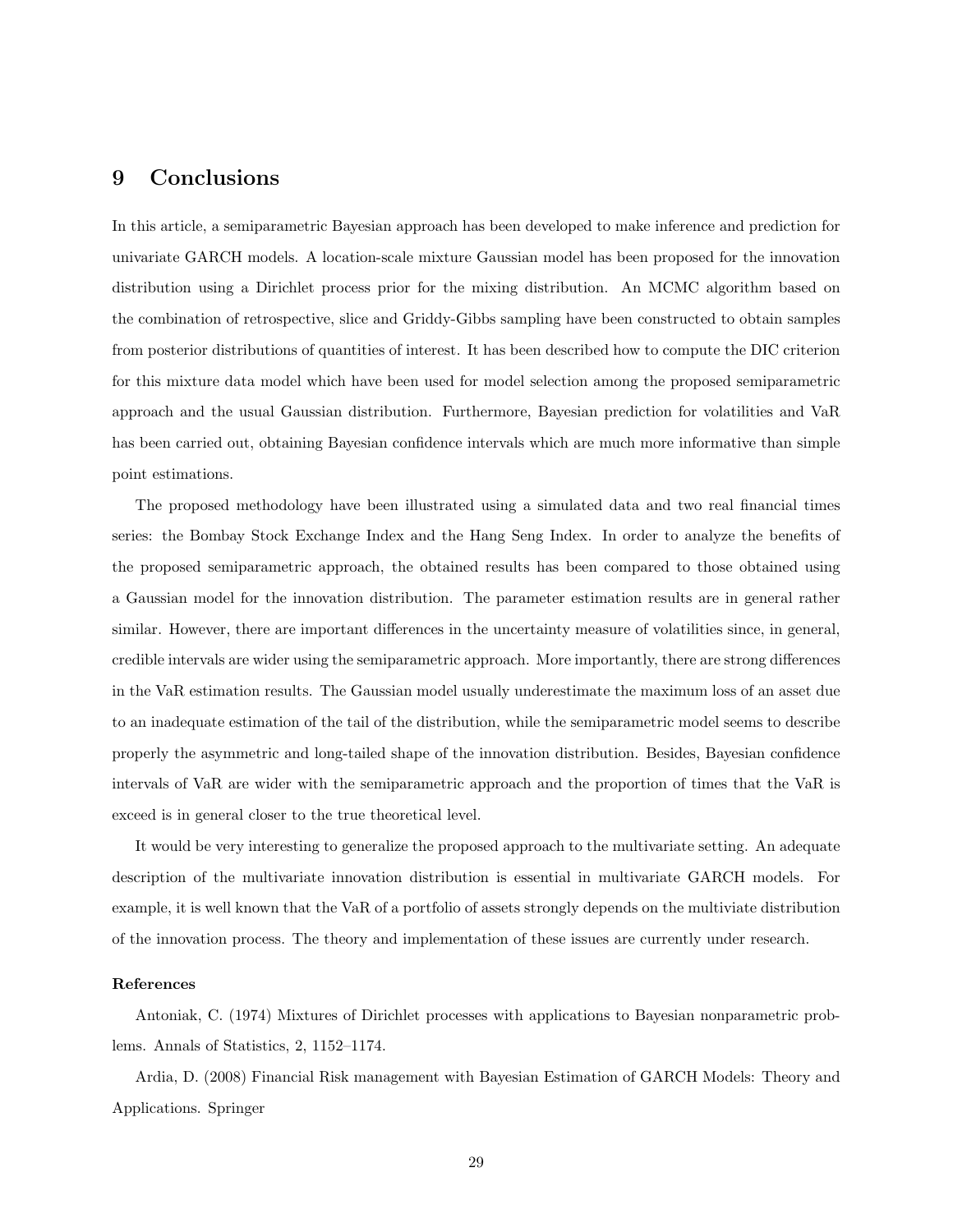# 9 Conclusions

In this article, a semiparametric Bayesian approach has been developed to make inference and prediction for univariate GARCH models. A location-scale mixture Gaussian model has been proposed for the innovation distribution using a Dirichlet process prior for the mixing distribution. An MCMC algorithm based on the combination of retrospective, slice and Griddy-Gibbs sampling have been constructed to obtain samples from posterior distributions of quantities of interest. It has been described how to compute the DIC criterion for this mixture data model which have been used for model selection among the proposed semiparametric approach and the usual Gaussian distribution. Furthermore, Bayesian prediction for volatilities and VaR has been carried out, obtaining Bayesian confidence intervals which are much more informative than simple point estimations.

The proposed methodology have been illustrated using a simulated data and two real financial times series: the Bombay Stock Exchange Index and the Hang Seng Index. In order to analyze the benefits of the proposed semiparametric approach, the obtained results has been compared to those obtained using a Gaussian model for the innovation distribution. The parameter estimation results are in general rather similar. However, there are important differences in the uncertainty measure of volatilities since, in general, credible intervals are wider using the semiparametric approach. More importantly, there are strong differences in the VaR estimation results. The Gaussian model usually underestimate the maximum loss of an asset due to an inadequate estimation of the tail of the distribution, while the semiparametric model seems to describe properly the asymmetric and long-tailed shape of the innovation distribution. Besides, Bayesian confidence intervals of VaR are wider with the semiparametric approach and the proportion of times that the VaR is exceed is in general closer to the true theoretical level.

It would be very interesting to generalize the proposed approach to the multivariate setting. An adequate description of the multivariate innovation distribution is essential in multivariate GARCH models. For example, it is well known that the VaR of a portfolio of assets strongly depends on the multiviate distribution of the innovation process. The theory and implementation of these issues are currently under research.

**References**

Antoniak, C. (1974) Mixtures of Dirichlet processes with applications to Bayesian nonparametric problems. Annals of Statistics, 2, 1152–1174.

Ardia, D. (2008) Financial Risk management with Bayesian Estimation of GARCH Models: Theory and Applications. Springer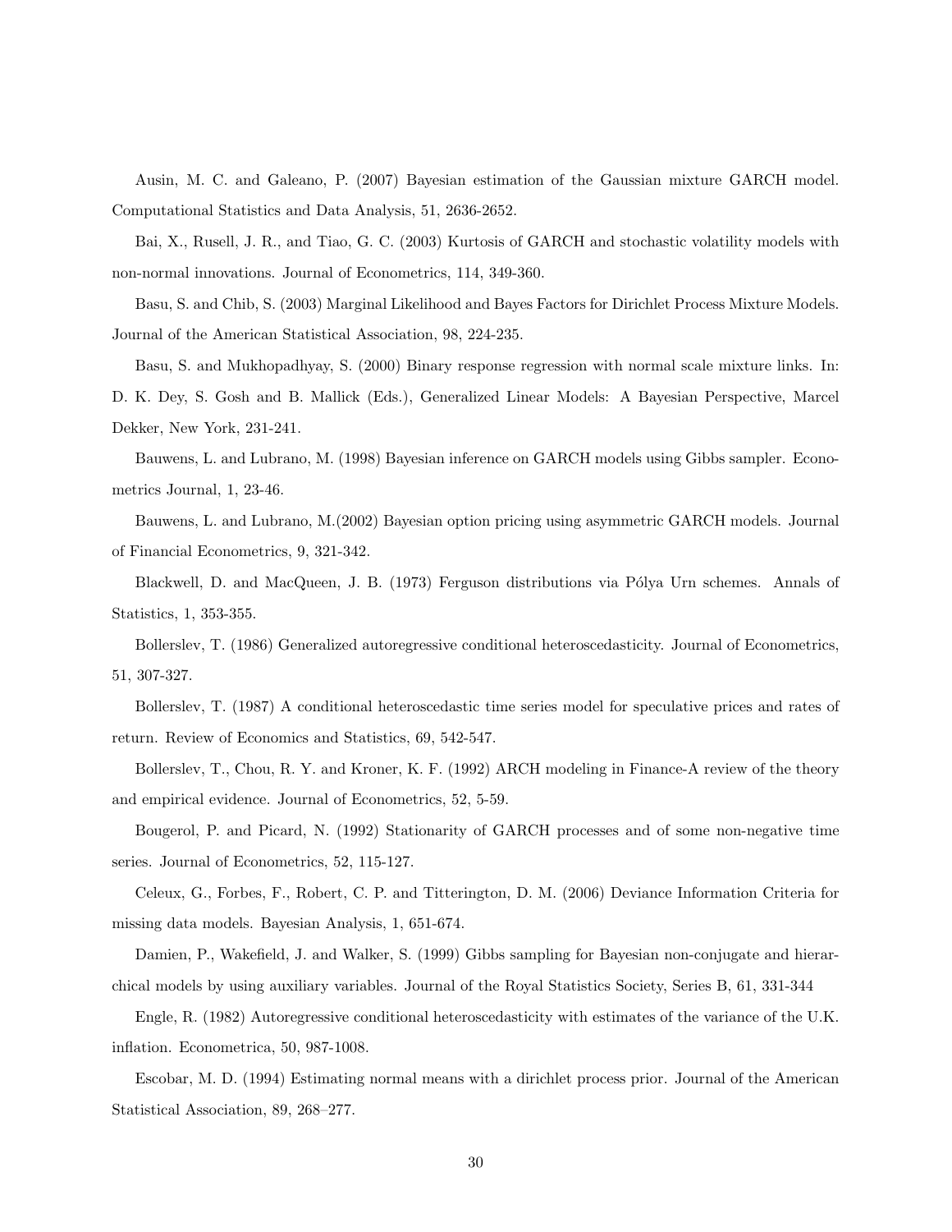Ausin, M. C. and Galeano, P. (2007) Bayesian estimation of the Gaussian mixture GARCH model. Computational Statistics and Data Analysis, 51, 2636-2652.

Bai, X., Rusell, J. R., and Tiao, G. C. (2003) Kurtosis of GARCH and stochastic volatility models with non-normal innovations. Journal of Econometrics, 114, 349-360.

Basu, S. and Chib, S. (2003) Marginal Likelihood and Bayes Factors for Dirichlet Process Mixture Models. Journal of the American Statistical Association, 98, 224-235.

Basu, S. and Mukhopadhyay, S. (2000) Binary response regression with normal scale mixture links. In: D. K. Dey, S. Gosh and B. Mallick (Eds.), Generalized Linear Models: A Bayesian Perspective, Marcel Dekker, New York, 231-241.

Bauwens, L. and Lubrano, M. (1998) Bayesian inference on GARCH models using Gibbs sampler. Econometrics Journal, 1, 23-46.

Bauwens, L. and Lubrano, M.(2002) Bayesian option pricing using asymmetric GARCH models. Journal of Financial Econometrics, 9, 321-342.

Blackwell, D. and MacQueen, J. B. (1973) Ferguson distributions via Pólya Urn schemes. Annals of Statistics, 1, 353-355.

Bollerslev, T. (1986) Generalized autoregressive conditional heteroscedasticity. Journal of Econometrics, 51, 307-327.

Bollerslev, T. (1987) A conditional heteroscedastic time series model for speculative prices and rates of return. Review of Economics and Statistics, 69, 542-547.

Bollerslev, T., Chou, R. Y. and Kroner, K. F. (1992) ARCH modeling in Finance-A review of the theory and empirical evidence. Journal of Econometrics, 52, 5-59.

Bougerol, P. and Picard, N. (1992) Stationarity of GARCH processes and of some non-negative time series. Journal of Econometrics, 52, 115-127.

Celeux, G., Forbes, F., Robert, C. P. and Titterington, D. M. (2006) Deviance Information Criteria for missing data models. Bayesian Analysis, 1, 651-674.

Damien, P., Wakefield, J. and Walker, S. (1999) Gibbs sampling for Bayesian non-conjugate and hierarchical models by using auxiliary variables. Journal of the Royal Statistics Society, Series B, 61, 331-344

Engle, R. (1982) Autoregressive conditional heteroscedasticity with estimates of the variance of the U.K. inflation. Econometrica, 50, 987-1008.

Escobar, M. D. (1994) Estimating normal means with a dirichlet process prior. Journal of the American Statistical Association, 89, 268–277.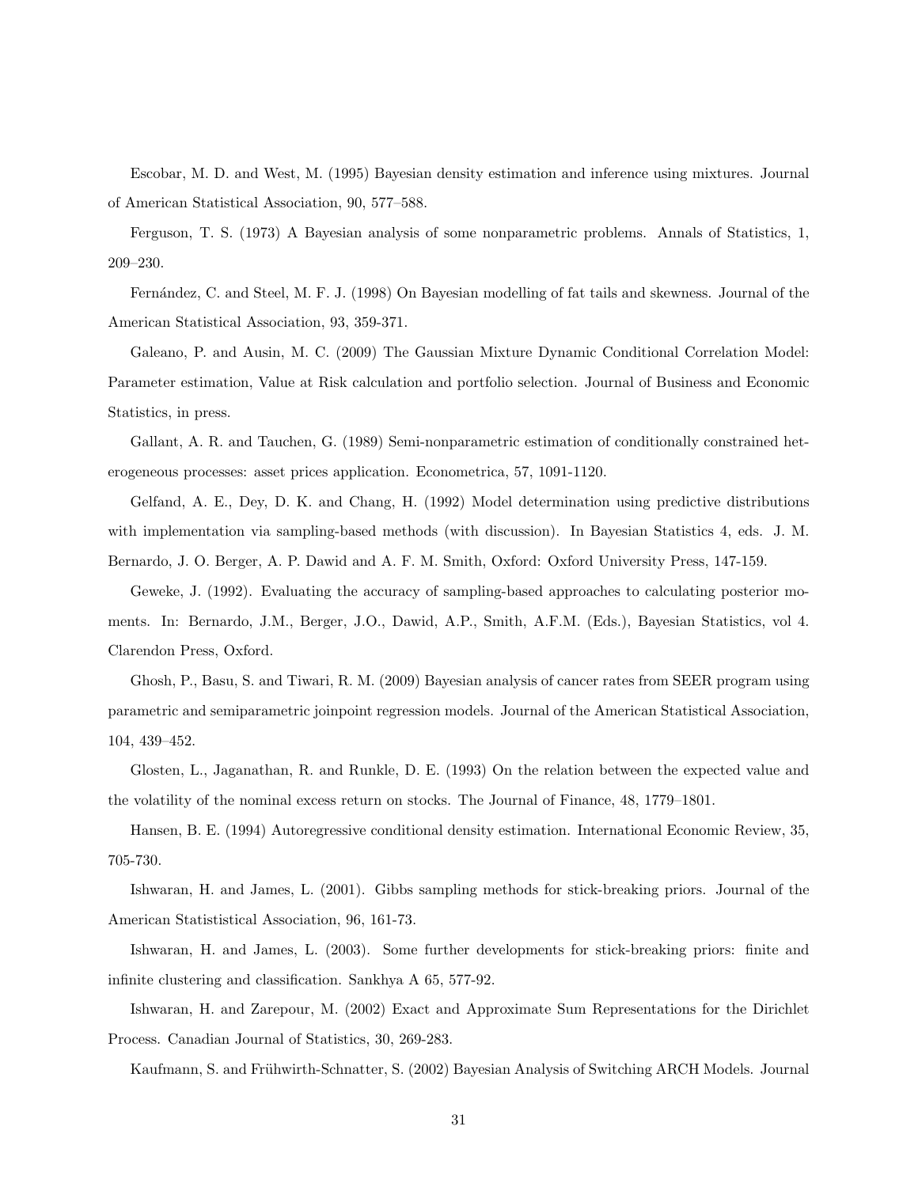Escobar, M. D. and West, M. (1995) Bayesian density estimation and inference using mixtures. Journal of American Statistical Association, 90, 577–588.

Ferguson, T. S. (1973) A Bayesian analysis of some nonparametric problems. Annals of Statistics, 1, 209–230.

Fernández, C. and Steel, M. F. J. (1998) On Bayesian modelling of fat tails and skewness. Journal of the American Statistical Association, 93, 359-371.

Galeano, P. and Ausin, M. C. (2009) The Gaussian Mixture Dynamic Conditional Correlation Model: Parameter estimation, Value at Risk calculation and portfolio selection. Journal of Business and Economic Statistics, in press.

Gallant, A. R. and Tauchen, G. (1989) Semi-nonparametric estimation of conditionally constrained heterogeneous processes: asset prices application. Econometrica, 57, 1091-1120.

Gelfand, A. E., Dey, D. K. and Chang, H. (1992) Model determination using predictive distributions with implementation via sampling-based methods (with discussion). In Bayesian Statistics 4, eds. J. M. Bernardo, J. O. Berger, A. P. Dawid and A. F. M. Smith, Oxford: Oxford University Press, 147-159.

Geweke, J. (1992). Evaluating the accuracy of sampling-based approaches to calculating posterior moments. In: Bernardo, J.M., Berger, J.O., Dawid, A.P., Smith, A.F.M. (Eds.), Bayesian Statistics, vol 4. Clarendon Press, Oxford.

Ghosh, P., Basu, S. and Tiwari, R. M. (2009) Bayesian analysis of cancer rates from SEER program using parametric and semiparametric joinpoint regression models. Journal of the American Statistical Association, 104, 439–452.

Glosten, L., Jaganathan, R. and Runkle, D. E. (1993) On the relation between the expected value and the volatility of the nominal excess return on stocks. The Journal of Finance, 48, 1779–1801.

Hansen, B. E. (1994) Autoregressive conditional density estimation. International Economic Review, 35, 705-730.

Ishwaran, H. and James, L. (2001). Gibbs sampling methods for stick-breaking priors. Journal of the American Statististical Association, 96, 161-73.

Ishwaran, H. and James, L. (2003). Some further developments for stick-breaking priors: finite and infinite clustering and classification. Sankhya A 65, 577-92.

Ishwaran, H. and Zarepour, M. (2002) Exact and Approximate Sum Representations for the Dirichlet Process. Canadian Journal of Statistics, 30, 269-283.

Kaufmann, S. and Frühwirth-Schnatter, S. (2002) Bayesian Analysis of Switching ARCH Models. Journal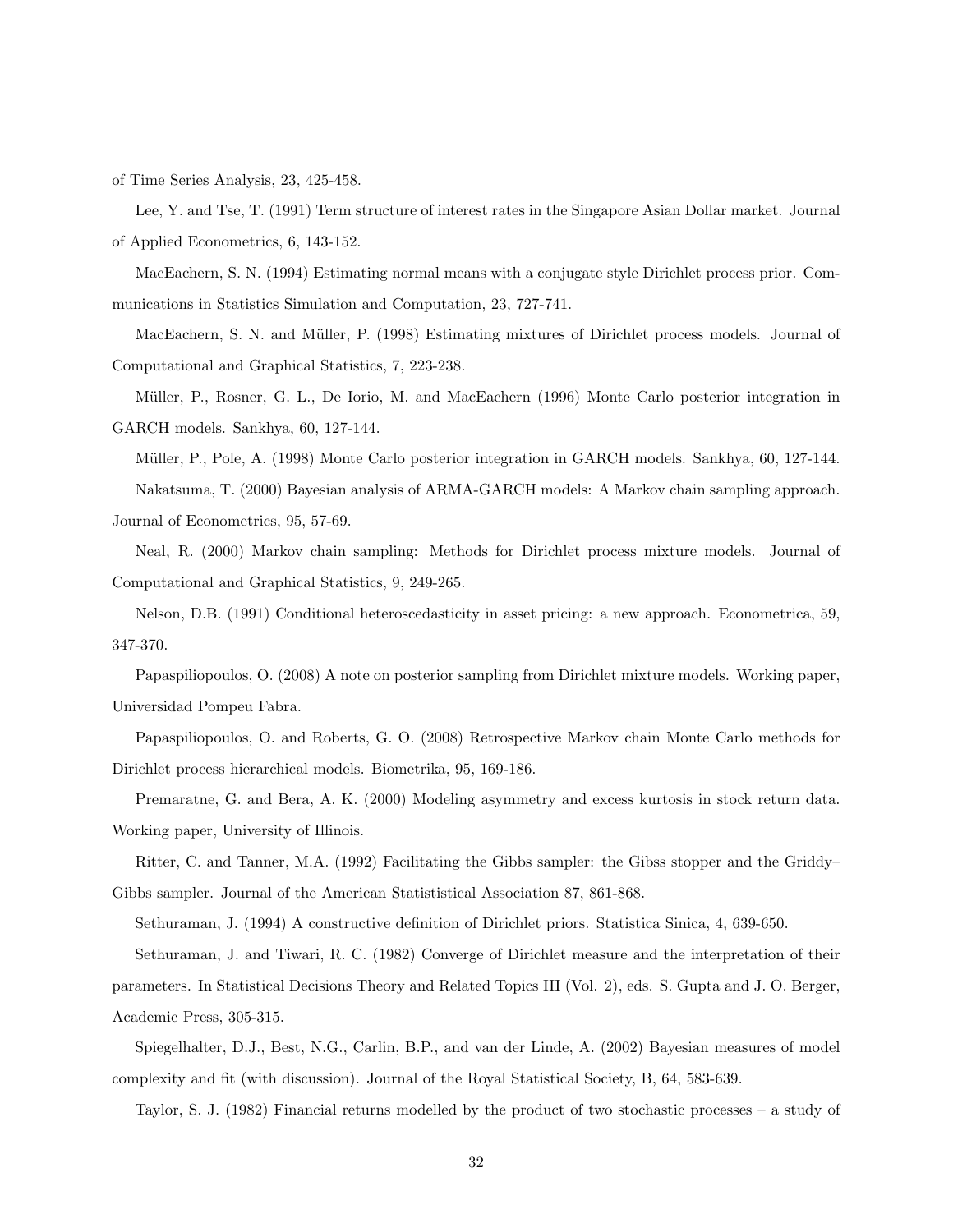of Time Series Analysis, 23, 425-458.

Lee, Y. and Tse, T. (1991) Term structure of interest rates in the Singapore Asian Dollar market. Journal of Applied Econometrics, 6, 143-152.

MacEachern, S. N. (1994) Estimating normal means with a conjugate style Dirichlet process prior. Communications in Statistics Simulation and Computation, 23, 727-741.

MacEachern, S. N. and Müller, P. (1998) Estimating mixtures of Dirichlet process models. Journal of Computational and Graphical Statistics, 7, 223-238.

Müller, P., Rosner, G. L., De Iorio, M. and MacEachern (1996) Monte Carlo posterior integration in GARCH models. Sankhya, 60, 127-144.

Müller, P., Pole, A. (1998) Monte Carlo posterior integration in GARCH models. Sankhya, 60, 127-144.

Nakatsuma, T. (2000) Bayesian analysis of ARMA-GARCH models: A Markov chain sampling approach. Journal of Econometrics, 95, 57-69.

Neal, R. (2000) Markov chain sampling: Methods for Dirichlet process mixture models. Journal of Computational and Graphical Statistics, 9, 249-265.

Nelson, D.B. (1991) Conditional heteroscedasticity in asset pricing: a new approach. Econometrica, 59, 347-370.

Papaspiliopoulos, O. (2008) A note on posterior sampling from Dirichlet mixture models. Working paper, Universidad Pompeu Fabra.

Papaspiliopoulos, O. and Roberts, G. O. (2008) Retrospective Markov chain Monte Carlo methods for Dirichlet process hierarchical models. Biometrika, 95, 169-186.

Premaratne, G. and Bera, A. K. (2000) Modeling asymmetry and excess kurtosis in stock return data. Working paper, University of Illinois.

Ritter, C. and Tanner, M.A. (1992) Facilitating the Gibbs sampler: the Gibss stopper and the Griddy–Gibbs sampler. Journal of the American Statististical Association 87, 861-868.

Sethuraman, J. (1994) A constructive definition of Dirichlet priors. Statistica Sinica, 4, 639-650.

Sethuraman, J. and Tiwari, R. C. (1982) Converge of Dirichlet measure and the interpretation of their parameters. In Statistical Decisions Theory and Related Topics III (Vol. 2), eds. S. Gupta and J. O. Berger, Academic Press, 305-315.

Spiegelhalter, D.J., Best, N.G., Carlin, B.P., and van der Linde, A. (2002) Bayesian measures of model complexity and fit (with discussion). Journal of the Royal Statistical Society, B, 64, 583-639.

Taylor, S. J. (1982) Financial returns modelled by the product of two stochastic processes – a study of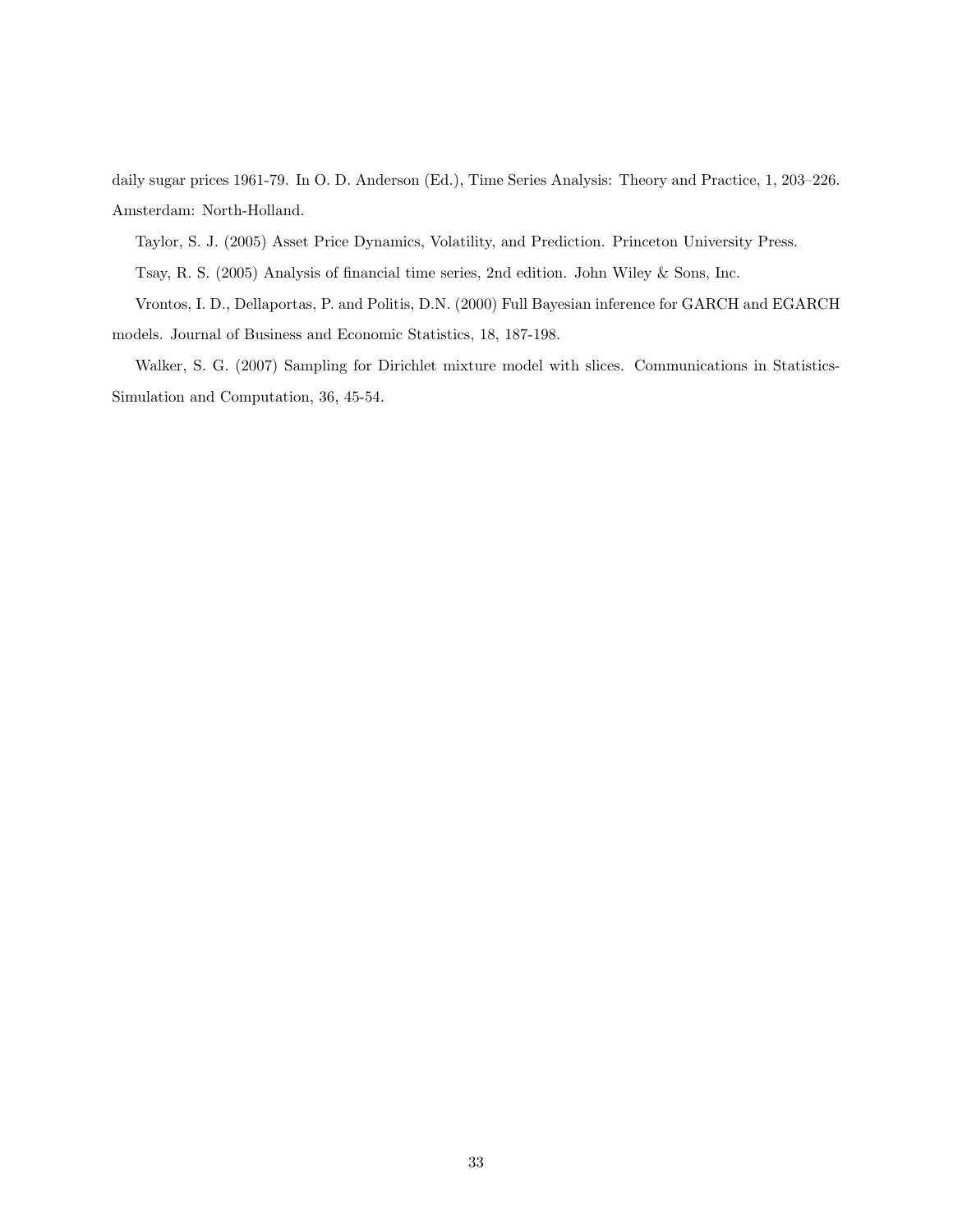daily sugar prices 1961-79. In O. D. Anderson (Ed.), Time Series Analysis: Theory and Practice, 1, 203–226. Amsterdam: North-Holland.

Taylor, S. J. (2005) Asset Price Dynamics, Volatility, and Prediction. Princeton University Press.

Tsay, R. S. (2005) Analysis of financial time series, 2nd edition. John Wiley & Sons, Inc.

Vrontos, I. D., Dellaportas, P. and Politis, D.N. (2000) Full Bayesian inference for GARCH and EGARCH models. Journal of Business and Economic Statistics, 18, 187-198.

Walker, S. G. (2007) Sampling for Dirichlet mixture model with slices. Communications in Statistics-Simulation and Computation, 36, 45-54.